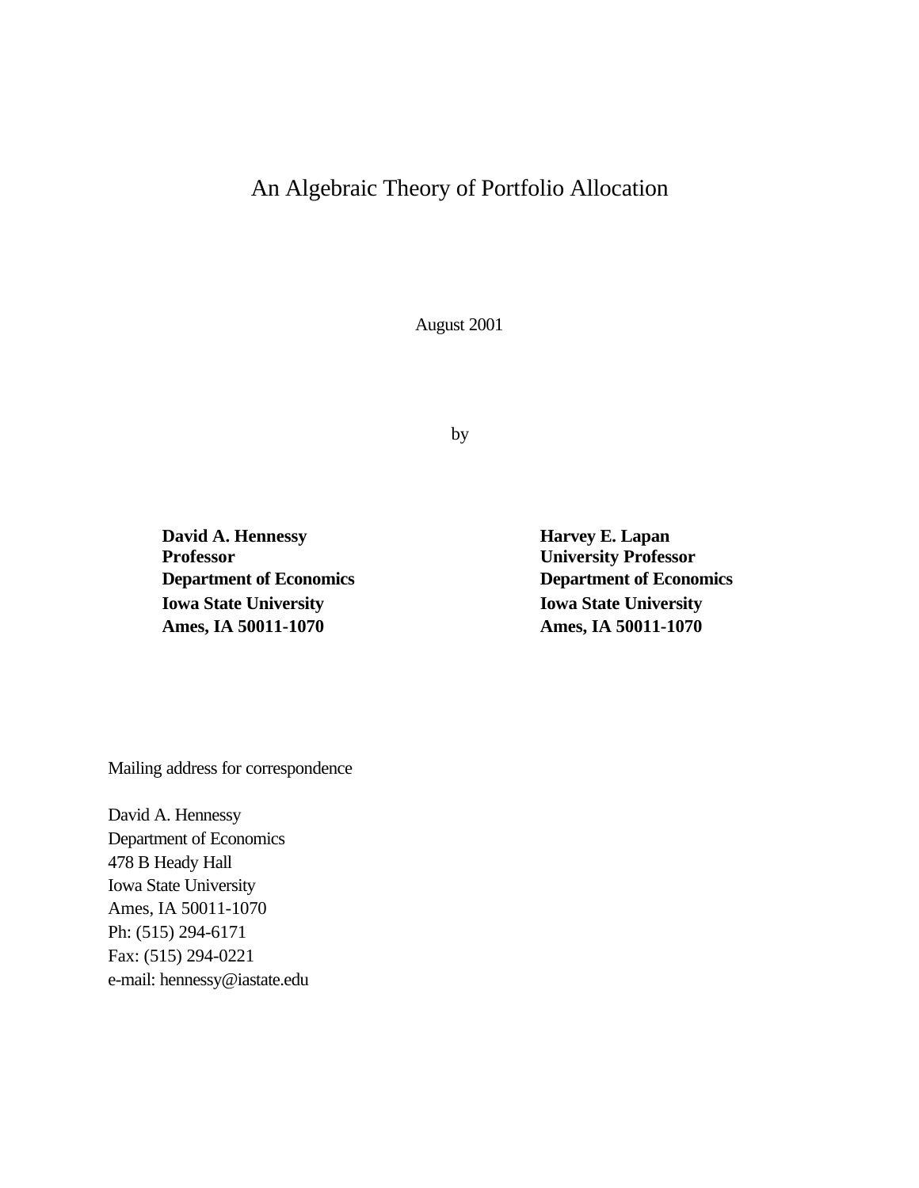# An Algebraic Theory of Portfolio Allocation

August 2001

by

**David A. Hennessy**
**Professor**
**Department of Economics**
**Iowa State University**
**Ames, IA 50011-1070**

**Harvey E. Lapan**
**University Professor**
**Department of Economics**
**Iowa State University**
**Ames, IA 50011-1070**

Mailing address for correspondence

David A. Hennessy
Department of Economics
478 B Heady Hall
Iowa State University
Ames, IA 50011-1070
Ph: (515) 294-6171
Fax: (515) 294-0221
e-mail: hennessy@iastate.edu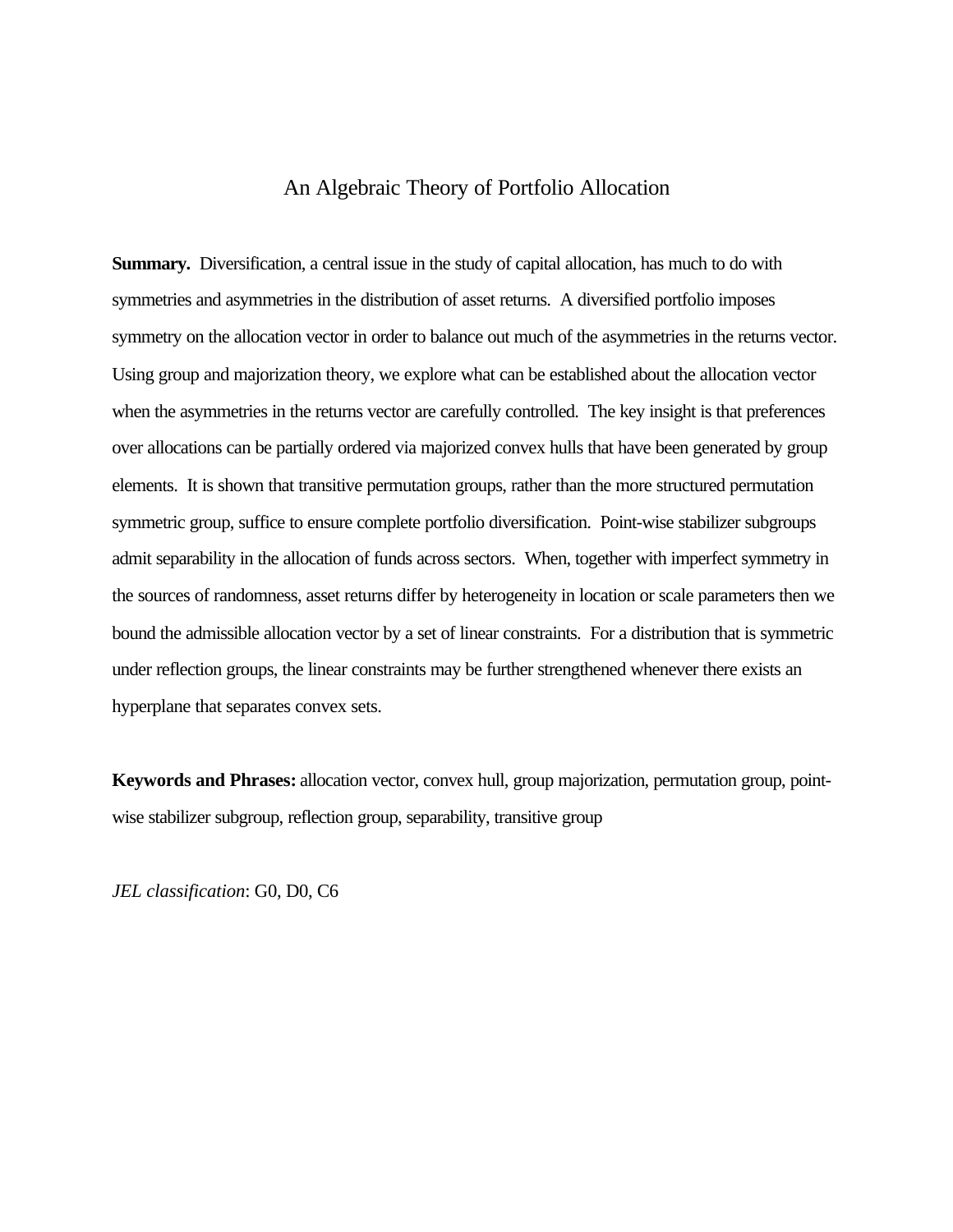# An Algebraic Theory of Portfolio Allocation

**Summary.** Diversification, a central issue in the study of capital allocation, has much to do with symmetries and asymmetries in the distribution of asset returns. A diversified portfolio imposes symmetry on the allocation vector in order to balance out much of the asymmetries in the returns vector. Using group and majorization theory, we explore what can be established about the allocation vector when the asymmetries in the returns vector are carefully controlled. The key insight is that preferences over allocations can be partially ordered via majorized convex hulls that have been generated by group elements. It is shown that transitive permutation groups, rather than the more structured permutation symmetric group, suffice to ensure complete portfolio diversification. Point-wise stabilizer subgroups admit separability in the allocation of funds across sectors. When, together with imperfect symmetry in the sources of randomness, asset returns differ by heterogeneity in location or scale parameters then we bound the admissible allocation vector by a set of linear constraints. For a distribution that is symmetric under reflection groups, the linear constraints may be further strengthened whenever there exists an hyperplane that separates convex sets.

**Keywords and Phrases:** allocation vector, convex hull, group majorization, permutation group, point-wise stabilizer subgroup, reflection group, separability, transitive group

*JEL classification*: G0, D0, C6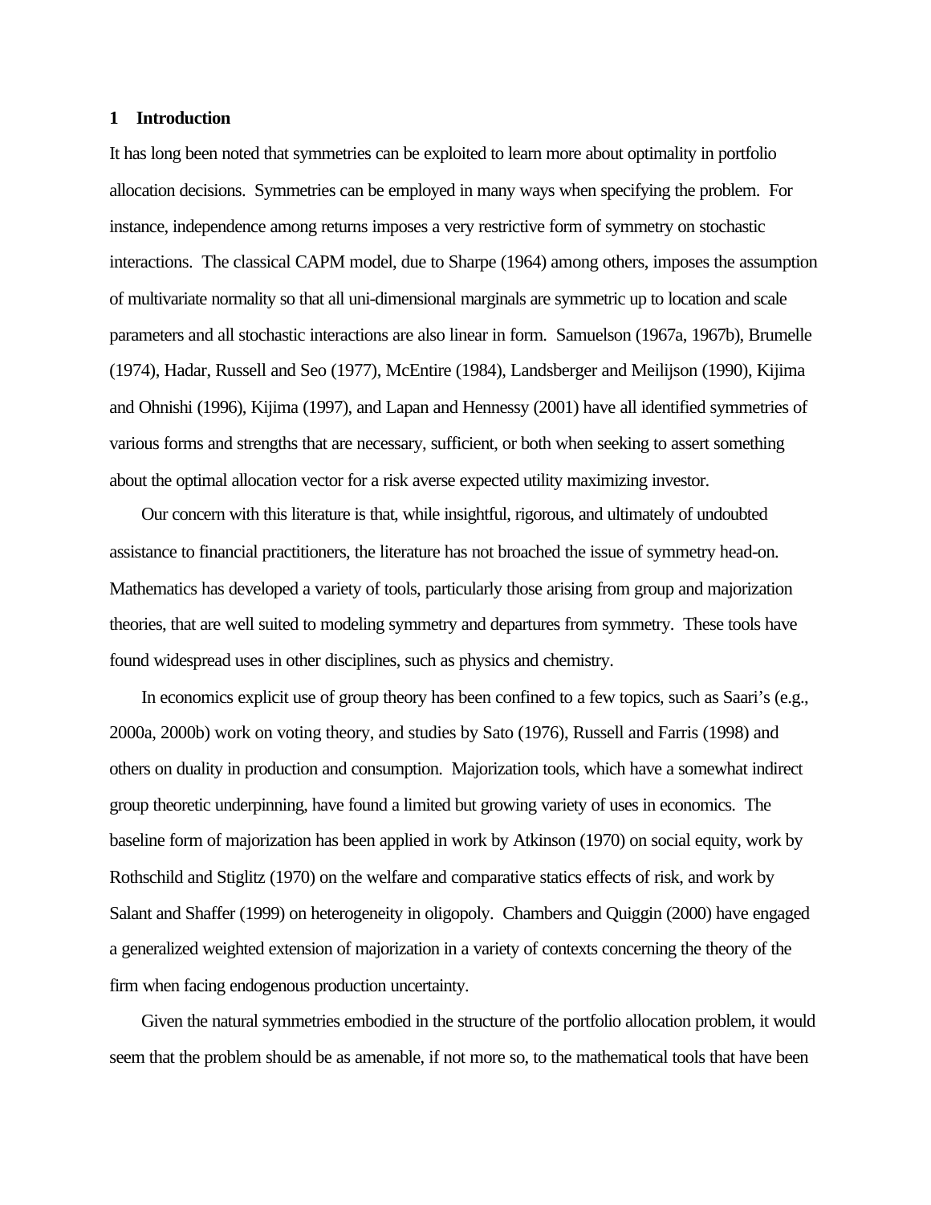## 1 Introduction

It has long been noted that symmetries can be exploited to learn more about optimality in portfolio allocation decisions. Symmetries can be employed in many ways when specifying the problem. For instance, independence among returns imposes a very restrictive form of symmetry on stochastic interactions. The classical CAPM model, due to Sharpe (1964) among others, imposes the assumption of multivariate normality so that all uni-dimensional marginals are symmetric up to location and scale parameters and all stochastic interactions are also linear in form. Samuelson (1967a, 1967b), Brumelle (1974), Hadar, Russell and Seo (1977), McEntire (1984), Landsberger and Meilijson (1990), Kijima and Ohnishi (1996), Kijima (1997), and Lapan and Hennessy (2001) have all identified symmetries of various forms and strengths that are necessary, sufficient, or both when seeking to assert something about the optimal allocation vector for a risk averse expected utility maximizing investor.

Our concern with this literature is that, while insightful, rigorous, and ultimately of undoubted assistance to financial practitioners, the literature has not broached the issue of symmetry head-on. Mathematics has developed a variety of tools, particularly those arising from group and majorization theories, that are well suited to modeling symmetry and departures from symmetry. These tools have found widespread uses in other disciplines, such as physics and chemistry.

In economics explicit use of group theory has been confined to a few topics, such as Saari's (e.g., 2000a, 2000b) work on voting theory, and studies by Sato (1976), Russell and Farris (1998) and others on duality in production and consumption. Majorization tools, which have a somewhat indirect group theoretic underpinning, have found a limited but growing variety of uses in economics. The baseline form of majorization has been applied in work by Atkinson (1970) on social equity, work by Rothschild and Stiglitz (1970) on the welfare and comparative statics effects of risk, and work by Salant and Shaffer (1999) on heterogeneity in oligopoly. Chambers and Quiggin (2000) have engaged a generalized weighted extension of majorization in a variety of contexts concerning the theory of the firm when facing endogenous production uncertainty.

Given the natural symmetries embodied in the structure of the portfolio allocation problem, it would seem that the problem should be as amenable, if not more so, to the mathematical tools that have been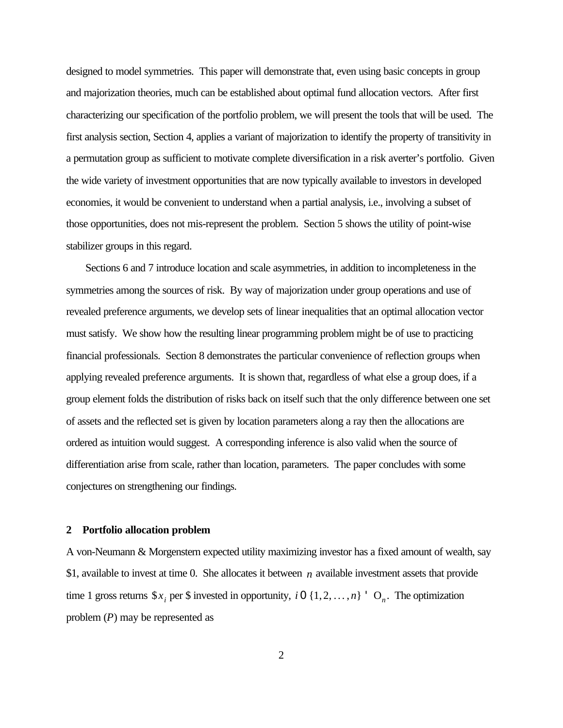designed to model symmetries. This paper will demonstrate that, even using basic concepts in group and majorization theories, much can be established about optimal fund allocation vectors. After first characterizing our specification of the portfolio problem, we will present the tools that will be used. The first analysis section, Section 4, applies a variant of majorization to identify the property of transitivity in a permutation group as sufficient to motivate complete diversification in a risk averter's portfolio. Given the wide variety of investment opportunities that are now typically available to investors in developed economies, it would be convenient to understand when a partial analysis, i.e., involving a subset of those opportunities, does not mis-represent the problem. Section 5 shows the utility of point-wise stabilizer groups in this regard.

Sections 6 and 7 introduce location and scale asymmetries, in addition to incompleteness in the symmetries among the sources of risk. By way of majorization under group operations and use of revealed preference arguments, we develop sets of linear inequalities that an optimal allocation vector must satisfy. We show how the resulting linear programming problem might be of use to practicing financial professionals. Section 8 demonstrates the particular convenience of reflection groups when applying revealed preference arguments. It is shown that, regardless of what else a group does, if a group element folds the distribution of risks back on itself such that the only difference between one set of assets and the reflected set is given by location parameters along a ray then the allocations are ordered as intuition would suggest. A corresponding inference is also valid when the source of differentiation arise from scale, rather than location, parameters. The paper concludes with some conjectures on strengthening our findings.

## 2 Portfolio allocation problem

A von-Neumann & Morgenstern expected utility maximizing investor has a fixed amount of wealth, say \$1, available to invest at time 0. She allocates it between $n$ available investment assets that provide time 1 gross returns $\$x_i$ per \$ invested in opportunity, $i \in \{1, 2, \ldots, n\} \equiv \mathrm{O}_n$. The optimization problem ($P$) may be represented as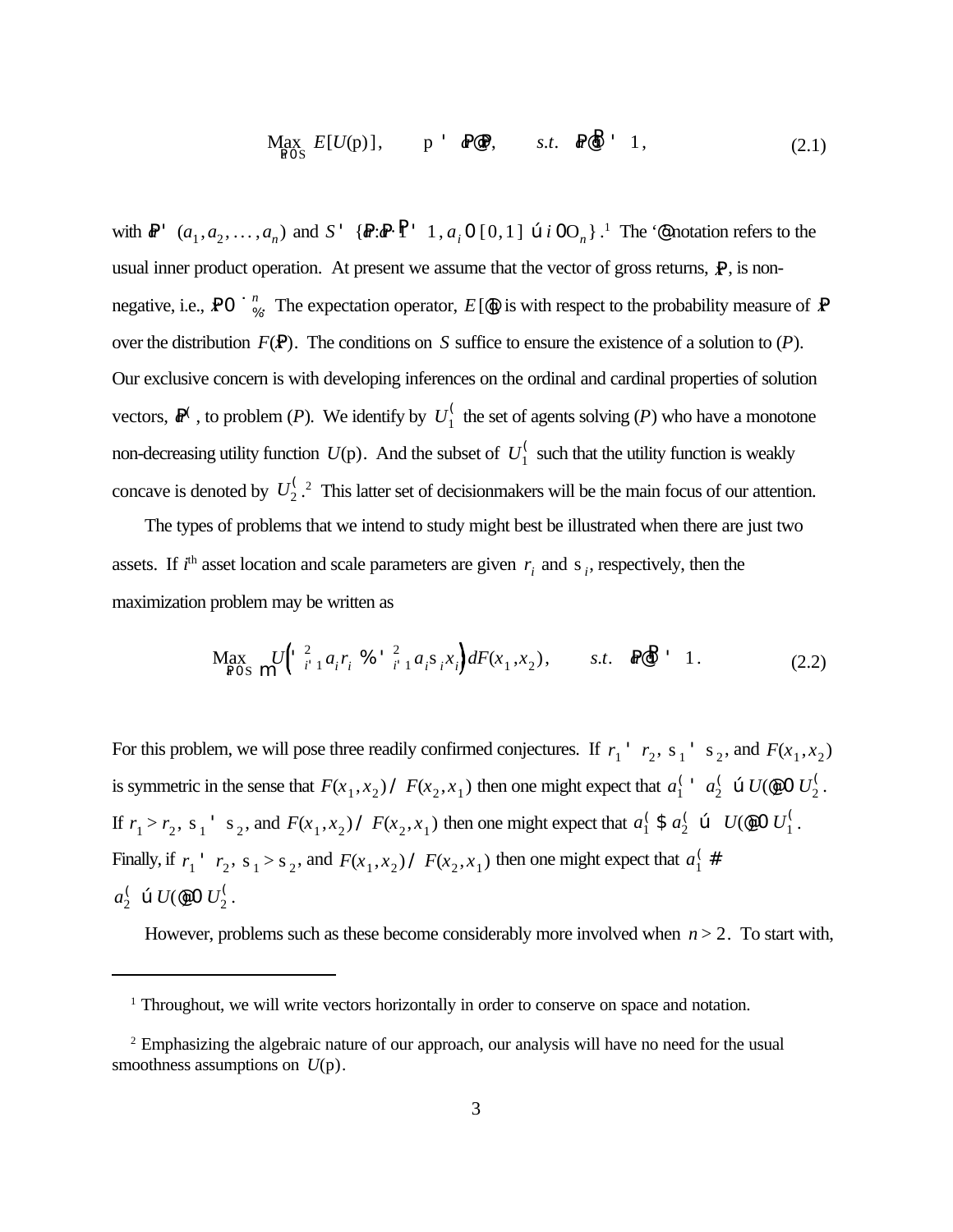$$\underset{\mathbf{a} \in S}{\text{Max}}\; E[U(\text{p})], \qquad \text{p} = \mathbf{a} \cdot \mathbf{x}, \qquad s.t. \;\; \mathbf{a} \cdot \mathbf{1} = 1, \tag{2.1}$$

with $\mathbf{a} = (a_1, a_2, \ldots, a_n)$ and $S = \{\mathbf{a} : \mathbf{a} \cdot \mathbf{1} = 1, a_i \in [0,1] \; \forall i \in \Omega_n\}$.[1] The '$\cdot$' notation refers to the usual inner product operation. At present we assume that the vector of gross returns, $\mathbf{x}$, is non-negative, i.e., $\mathbf{x} \in \mathbb{R}^n_+$. The expectation operator, $E[\cdot]$ is with respect to the probability measure of $\mathbf{x}$ over the distribution $F(\mathbf{x})$. The conditions on $S$ suffice to ensure the existence of a solution to ($P$). Our exclusive concern is with developing inferences on the ordinal and cardinal properties of solution vectors, $\mathbf{a}^*$, to problem ($P$). We identify by $U_1^*$ the set of agents solving ($P$) who have a monotone non-decreasing utility function $U(\text{p})$. And the subset of $U_1^*$ such that the utility function is weakly concave is denoted by $U_2^*$.[2] This latter set of decisionmakers will be the main focus of our attention.

The types of problems that we intend to study might best be illustrated when there are just two assets. If $i^{\text{th}}$ asset location and scale parameters are given $r_i$ and $\sigma_i$, respectively, then the maximization problem may be written as

$$\underset{\mathbf{a} \in S}{\text{Max}} \int U\Big(\textstyle\sum_{i=1}^{2} a_i r_i + \sum_{i=1}^{2} a_i \sigma_i x_i\Big) dF(x_1, x_2), \qquad s.t. \;\; \mathbf{a} \cdot \mathbf{1} = 1. \tag{2.2}$$

For this problem, we will pose three readily confirmed conjectures. If $r_1 = r_2$, $\sigma_1 = \sigma_2$, and $F(x_1, x_2)$ is symmetric in the sense that $F(x_1, x_2) / F(x_2, x_1)$ then one might expect that $a_1^* = a_2^* \; \forall \, U(\cdot) \in U_2^*$. If $r_1 > r_2$, $\sigma_1 = \sigma_2$, and $F(x_1, x_2) / F(x_2, x_1)$ then one might expect that $a_1^* \geq a_2^* \; \forall \; U(\cdot) \in U_1^*$. Finally, if $r_1 = r_2$, $\sigma_1 > \sigma_2$, and $F(x_1, x_2) / F(x_2, x_1)$ then one might expect that $a_1^* \leq a_2^* \; \forall \, U(\cdot) \in U_2^*$.

However, problems such as these become considerably more involved when $n > 2$. To start with,

---

[1] Throughout, we will write vectors horizontally in order to conserve on space and notation.

[2] Emphasizing the algebraic nature of our approach, our analysis will have no need for the usual smoothness assumptions on $U(\text{p})$.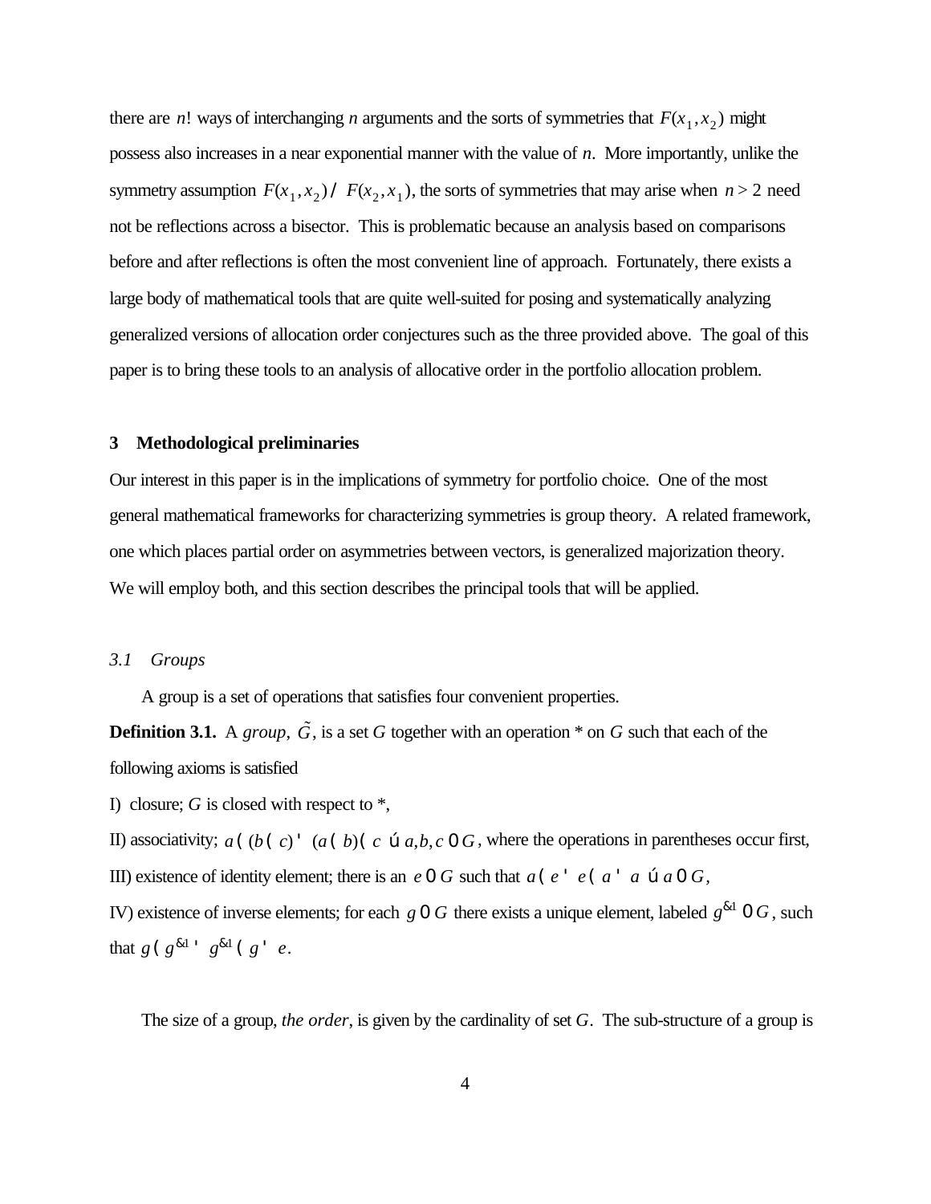there are $n!$ ways of interchanging $n$ arguments and the sorts of symmetries that $F(x_1, x_2)$ might possess also increases in a near exponential manner with the value of $n$. More importantly, unlike the symmetry assumption $F(x_1, x_2) \equiv F(x_2, x_1)$, the sorts of symmetries that may arise when $n > 2$ need not be reflections across a bisector. This is problematic because an analysis based on comparisons before and after reflections is often the most convenient line of approach. Fortunately, there exists a large body of mathematical tools that are quite well-suited for posing and systematically analyzing generalized versions of allocation order conjectures such as the three provided above. The goal of this paper is to bring these tools to an analysis of allocative order in the portfolio allocation problem.

## 3 Methodological preliminaries

Our interest in this paper is in the implications of symmetry for portfolio choice. One of the most general mathematical frameworks for characterizing symmetries is group theory. A related framework, one which places partial order on asymmetries between vectors, is generalized majorization theory. We will employ both, and this section describes the principal tools that will be applied.

### *3.1 Groups*

A group is a set of operations that satisfies four convenient properties.

**Definition 3.1.** A *group*, $\tilde{G}$, is a set $G$ together with an operation * on $G$ such that each of the following axioms is satisfied

I) closure; $G$ is closed with respect to *,

II) associativity; $a * (b * c) = (a * b) * c \;\; \forall\, a, b, c \in G$, where the operations in parentheses occur first,

III) existence of identity element; there is an $e \in G$ such that $a * e = e * a = a \;\; \forall\, a \in G$,

IV) existence of inverse elements; for each $g \in G$ there exists a unique element, labeled $g^{-1} \in G$, such that $g * g^{-1} = g^{-1} * g = e$.

The size of a group, *the order*, is given by the cardinality of set $G$. The sub-structure of a group is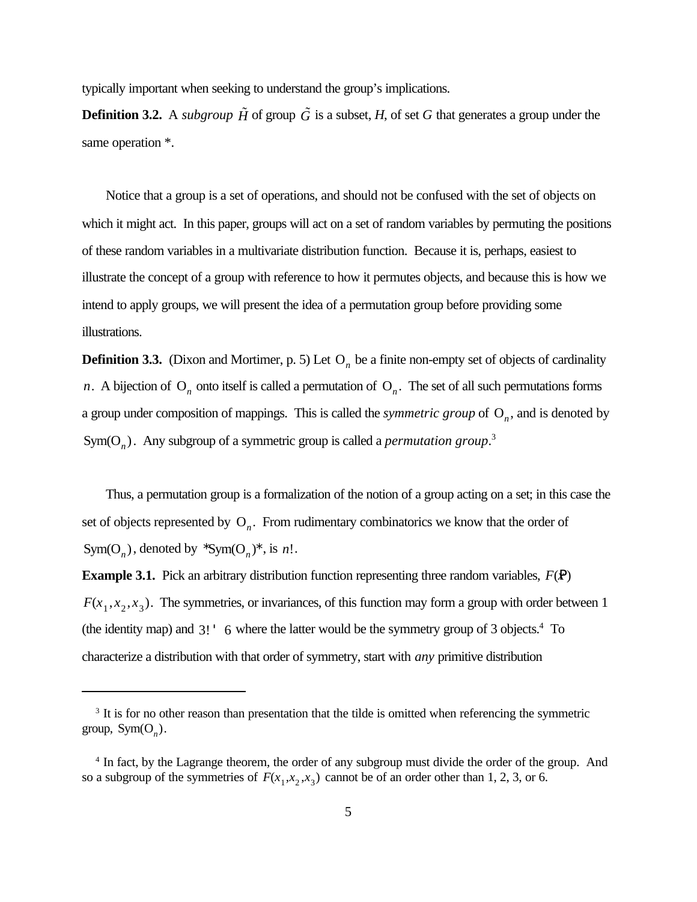typically important when seeking to understand the group's implications.

**Definition 3.2.** A *subgroup* $\tilde{H}$ of group $\tilde{G}$ is a subset, *H*, of set *G* that generates a group under the same operation *.

Notice that a group is a set of operations, and should not be confused with the set of objects on which it might act. In this paper, groups will act on a set of random variables by permuting the positions of these random variables in a multivariate distribution function. Because it is, perhaps, easiest to illustrate the concept of a group with reference to how it permutes objects, and because this is how we intend to apply groups, we will present the idea of a permutation group before providing some illustrations.

**Definition 3.3.** (Dixon and Mortimer, p. 5) Let $O_n$ be a finite non-empty set of objects of cardinality $n$. A bijection of $O_n$ onto itself is called a permutation of $O_n$. The set of all such permutations forms a group under composition of mappings. This is called the *symmetric group* of $O_n$, and is denoted by $\text{Sym}(O_n)$. Any subgroup of a symmetric group is called a *permutation group*.[3]

Thus, a permutation group is a formalization of the notion of a group acting on a set; in this case the set of objects represented by $O_n$. From rudimentary combinatorics we know that the order of $\text{Sym}(O_n)$, denoted by $|\text{Sym}(O_n)|$, is $n!$.

**Example 3.1.** Pick an arbitrary distribution function representing three random variables, $F(x) \equiv F(x_1, x_2, x_3)$. The symmetries, or invariances, of this function may form a group with order between 1 (the identity map) and $3! = 6$ where the latter would be the symmetry group of 3 objects.[4] To characterize a distribution with that order of symmetry, start with *any* primitive distribution

---

[3] It is for no other reason than presentation that the tilde is omitted when referencing the symmetric group, $\text{Sym}(O_n)$.

[4] In fact, by the Lagrange theorem, the order of any subgroup must divide the order of the group. And so a subgroup of the symmetries of $F(x_1, x_2, x_3)$ cannot be of an order other than 1, 2, 3, or 6.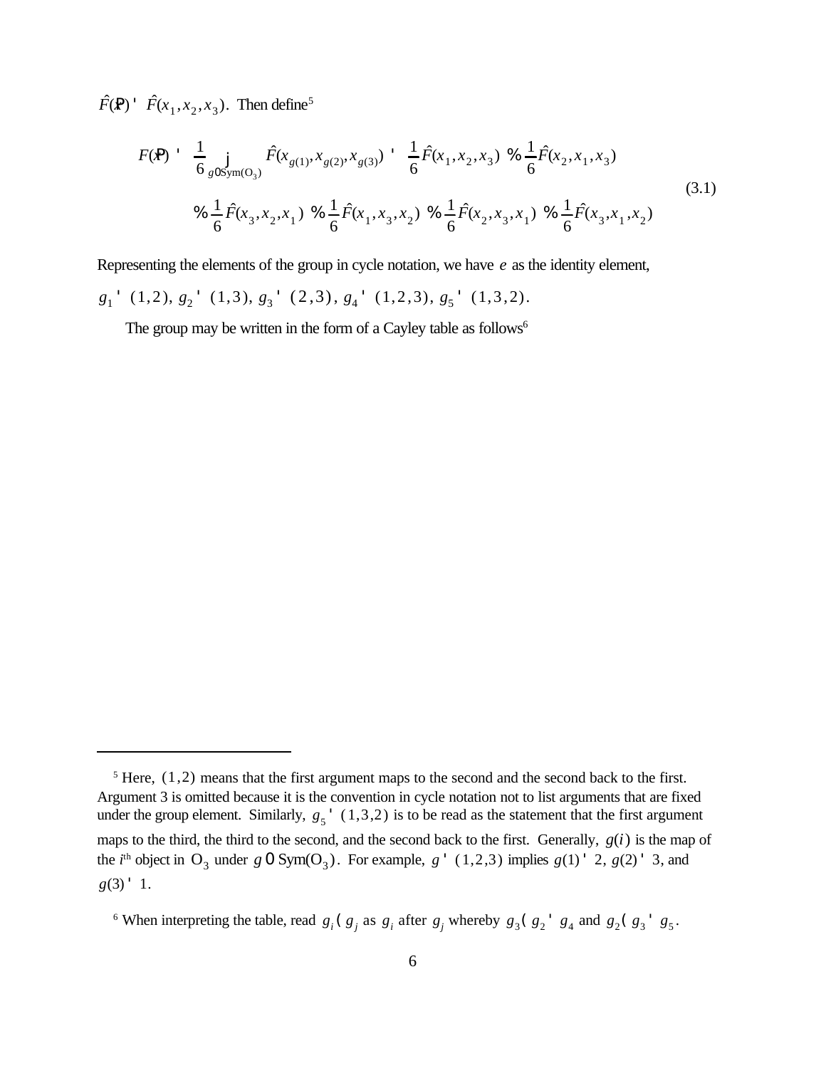$\hat{F}(\mathbf{x}) = \hat{F}(x_1, x_2, x_3)$. Then define[5]

$$F(\mathbf{x}) = \frac{1}{6} \sum_{g \in \mathrm{Sym}(\mathrm{O}_3)} \hat{F}(x_{g(1)}, x_{g(2)}, x_{g(3)}) = \frac{1}{6}\hat{F}(x_1, x_2, x_3) + \frac{1}{6}\hat{F}(x_2, x_1, x_3)$$
$$+ \frac{1}{6}\hat{F}(x_3, x_2, x_1) + \frac{1}{6}\hat{F}(x_1, x_3, x_2) + \frac{1}{6}\hat{F}(x_2, x_3, x_1) + \frac{1}{6}\hat{F}(x_3, x_1, x_2) \tag{3.1}$$

Representing the elements of the group in cycle notation, we have $e$ as the identity element, $g_1 = (1,2)$, $g_2 = (1,3)$, $g_3 = (2,3)$, $g_4 = (1,2,3)$, $g_5 = (1,3,2)$.

The group may be written in the form of a Cayley table as follows[6]

---

[5] Here, $(1,2)$ means that the first argument maps to the second and the second back to the first. Argument 3 is omitted because it is the convention in cycle notation not to list arguments that are fixed under the group element. Similarly, $g_5 = (1,3,2)$ is to be read as the statement that the first argument maps to the third, the third to the second, and the second back to the first. Generally, $g(i)$ is the map of the $i^{\text{th}}$ object in $\mathrm{O}_3$ under $g \in \mathrm{Sym}(\mathrm{O}_3)$. For example, $g = (1,2,3)$ implies $g(1) = 2$, $g(2) = 3$, and $g(3) = 1$.

[6] When interpreting the table, read $g_i \circ g_j$ as $g_i$ after $g_j$ whereby $g_3 \circ g_2 = g_4$ and $g_2 \circ g_3 = g_5$.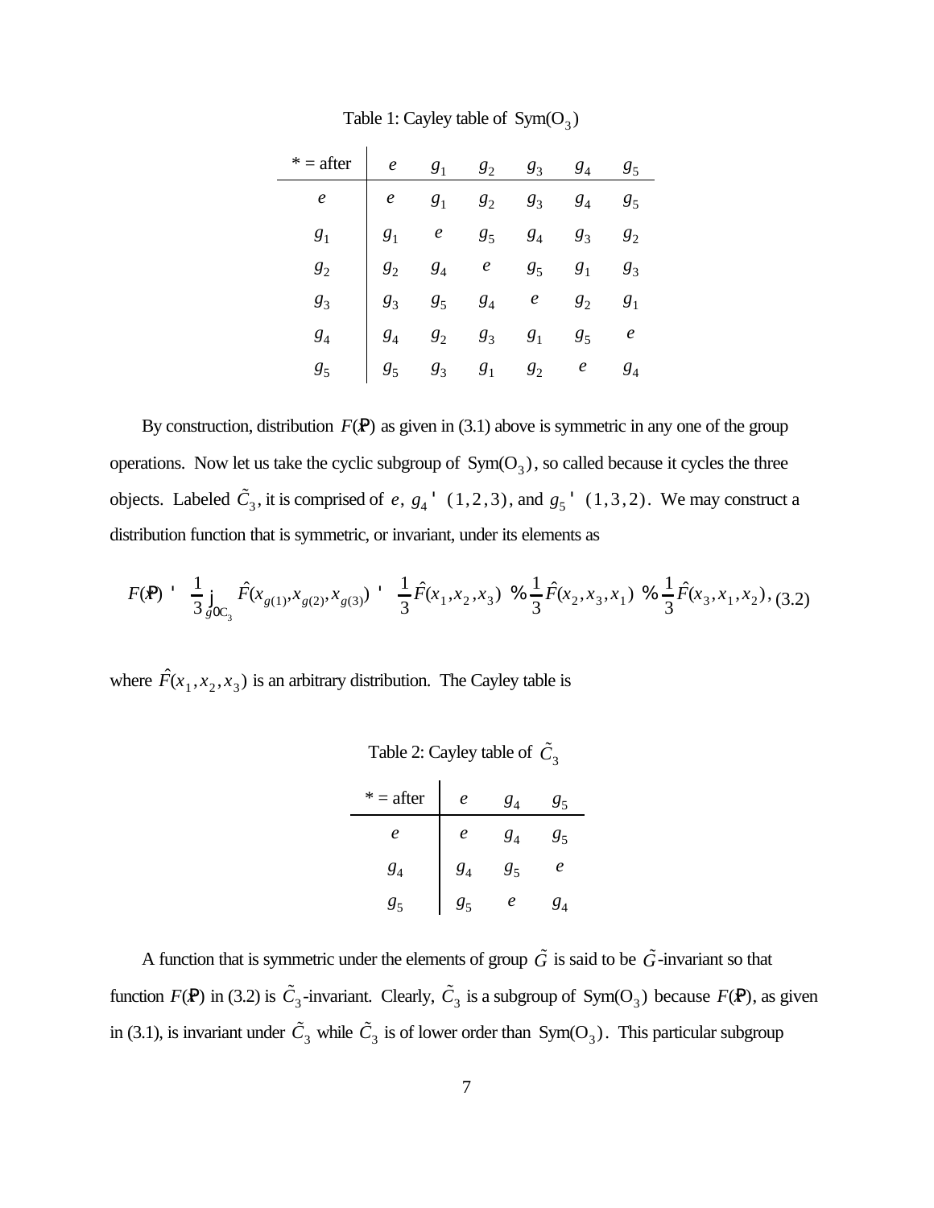Table 1: Cayley table of $\text{Sym}(\text{O}_3)$

| * = after | $e$ | $g_1$ | $g_2$ | $g_3$ | $g_4$ | $g_5$ |
|---|---|---|---|---|---|---|
| $e$ | $e$ | $g_1$ | $g_2$ | $g_3$ | $g_4$ | $g_5$ |
| $g_1$ | $g_1$ | $e$ | $g_5$ | $g_4$ | $g_3$ | $g_2$ |
| $g_2$ | $g_2$ | $g_4$ | $e$ | $g_5$ | $g_1$ | $g_3$ |
| $g_3$ | $g_3$ | $g_5$ | $g_4$ | $e$ | $g_2$ | $g_1$ |
| $g_4$ | $g_4$ | $g_2$ | $g_3$ | $g_1$ | $g_5$ | $e$ |
| $g_5$ | $g_5$ | $g_3$ | $g_1$ | $g_2$ | $e$ | $g_4$ |

By construction, distribution $F(\vec{x})$ as given in (3.1) above is symmetric in any one of the group operations. Now let us take the cyclic subgroup of $\text{Sym}(\text{O}_3)$, so called because it cycles the three objects. Labeled $\tilde{C}_3$, it is comprised of $e$, $g_4 = (1,2,3)$, and $g_5 = (1,3,2)$. We may construct a distribution function that is symmetric, or invariant, under its elements as

$$F(\vec{x}) = \frac{1}{3}\sum_{g \in C_3} \hat{F}(x_{g(1)},x_{g(2)},x_{g(3)}) = \frac{1}{3}\hat{F}(x_1,x_2,x_3) + \frac{1}{3}\hat{F}(x_2,x_3,x_1) + \frac{1}{3}\hat{F}(x_3,x_1,x_2), \tag{3.2}$$

where $\hat{F}(x_1,x_2,x_3)$ is an arbitrary distribution. The Cayley table is

Table 2: Cayley table of $\tilde{C}_3$

| * = after | $e$ | $g_4$ | $g_5$ |
|---|---|---|---|
| $e$ | $e$ | $g_4$ | $g_5$ |
| $g_4$ | $g_4$ | $g_5$ | $e$ |
| $g_5$ | $g_5$ | $e$ | $g_4$ |

A function that is symmetric under the elements of group $\tilde{G}$ is said to be $\tilde{G}$-invariant so that function $F(\vec{x})$ in (3.2) is $\tilde{C}_3$-invariant. Clearly, $\tilde{C}_3$ is a subgroup of $\text{Sym}(\text{O}_3)$ because $F(\vec{x})$, as given in (3.1), is invariant under $\tilde{C}_3$ while $\tilde{C}_3$ is of lower order than $\text{Sym}(\text{O}_3)$. This particular subgroup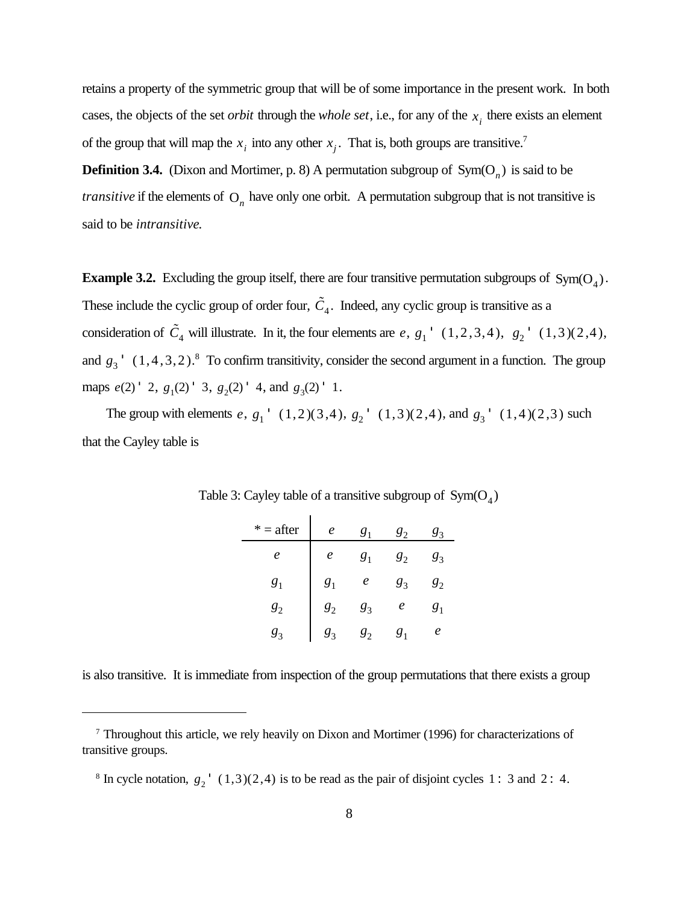retains a property of the symmetric group that will be of some importance in the present work. In both cases, the objects of the set *orbit* through the *whole set*, i.e., for any of the $x_i$ there exists an element of the group that will map the $x_i$ into any other $x_j$. That is, both groups are transitive.[7]

**Definition 3.4.** (Dixon and Mortimer, p. 8) A permutation subgroup of $\mathrm{Sym}(\mathrm{O}_n)$ is said to be *transitive* if the elements of $\mathrm{O}_n$ have only one orbit. A permutation subgroup that is not transitive is said to be *intransitive.*

**Example 3.2.** Excluding the group itself, there are four transitive permutation subgroups of $\mathrm{Sym}(\mathrm{O}_4)$. These include the cyclic group of order four, $\tilde{C}_4$. Indeed, any cyclic group is transitive as a consideration of $\tilde{C}_4$ will illustrate. In it, the four elements are $e$, $g_1 ' (1,2,3,4)$, $g_2 ' (1,3)(2,4)$, and $g_3 ' (1,4,3,2)$.[8] To confirm transitivity, consider the second argument in a function. The group maps $e(2) ' 2$, $g_1(2) ' 3$, $g_2(2) ' 4$, and $g_3(2) ' 1$.

The group with elements $e$, $g_1 ' (1,2)(3,4)$, $g_2 ' (1,3)(2,4)$, and $g_3 ' (1,4)(2,3)$ such that the Cayley table is

Table 3: Cayley table of a transitive subgroup of $\mathrm{Sym}(\mathrm{O}_4)$

| * = after | $e$ | $g_1$ | $g_2$ | $g_3$ |
|---|---|---|---|---|
| $e$ | $e$ | $g_1$ | $g_2$ | $g_3$ |
| $g_1$ | $g_1$ | $e$ | $g_3$ | $g_2$ |
| $g_2$ | $g_2$ | $g_3$ | $e$ | $g_1$ |
| $g_3$ | $g_3$ | $g_2$ | $g_1$ | $e$ |

is also transitive. It is immediate from inspection of the group permutations that there exists a group

---

[7] Throughout this article, we rely heavily on Dixon and Mortimer (1996) for characterizations of transitive groups.

[8] In cycle notation, $g_2 ' (1,3)(2,4)$ is to be read as the pair of disjoint cycles $1 : 3$ and $2 : 4$.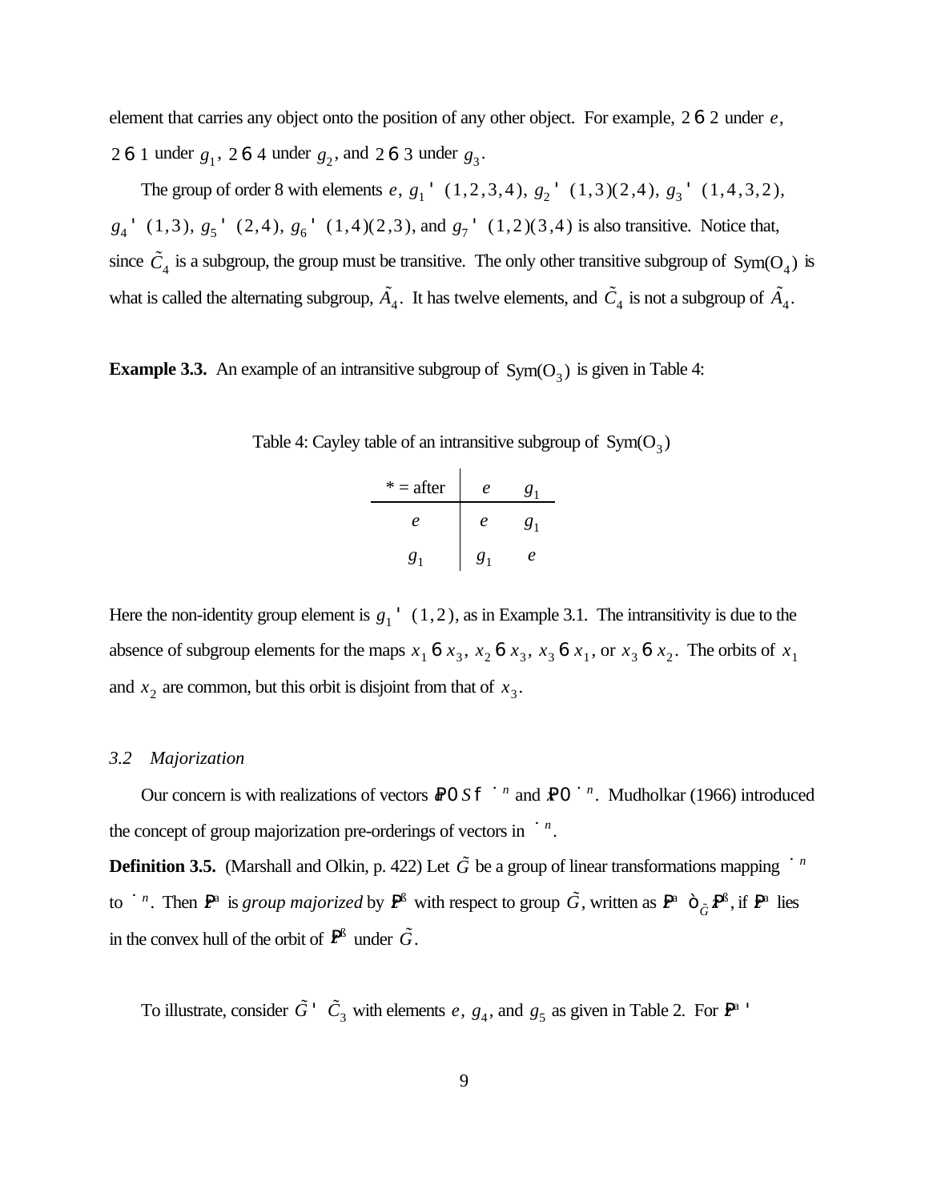element that carries any object onto the position of any other object. For example, $2 \mapsto 2$ under $e$, $2 \mapsto 1$ under $g_1$, $2 \mapsto 4$ under $g_2$, and $2 \mapsto 3$ under $g_3$.

The group of order 8 with elements $e$, $g_1 = (1,2,3,4)$, $g_2 = (1,3)(2,4)$, $g_3 = (1,4,3,2)$, $g_4 = (1,3)$, $g_5 = (2,4)$, $g_6 = (1,4)(2,3)$, and $g_7 = (1,2)(3,4)$ is also transitive. Notice that, since $\tilde{C}_4$ is a subgroup, the group must be transitive. The only other transitive subgroup of $\text{Sym}(\text{O}_4)$ is what is called the alternating subgroup, $\tilde{A}_4$. It has twelve elements, and $\tilde{C}_4$ is not a subgroup of $\tilde{A}_4$.

**Example 3.3.** An example of an intransitive subgroup of $\text{Sym}(\text{O}_3)$ is given in Table 4:

Table 4: Cayley table of an intransitive subgroup of $\text{Sym}(\text{O}_3)$

| * = after | $e$ | $g_1$ |
|---|---|---|
| $e$ | $e$ | $g_1$ |
| $g_1$ | $g_1$ | $e$ |

Here the non-identity group element is $g_1 = (1,2)$, as in Example 3.1. The intransitivity is due to the absence of subgroup elements for the maps $x_1 \mapsto x_3$, $x_2 \mapsto x_3$, $x_3 \mapsto x_1$, or $x_3 \mapsto x_2$. The orbits of $x_1$ and $x_2$ are common, but this orbit is disjoint from that of $x_3$.

### *3.2 Majorization*

Our concern is with realizations of vectors $\mathbf{c} \in S \subset \mathbb{R}^n$ and $\mathbf{x} \in \mathbb{R}^n$. Mudholkar (1966) introduced the concept of group majorization pre-orderings of vectors in $\mathbb{R}^n$.

**Definition 3.5.** (Marshall and Olkin, p. 422) Let $\tilde{G}$ be a group of linear transformations mapping $\mathbb{R}^n$ to $\mathbb{R}^n$. Then $\mathbf{x}^a$ is *group majorized* by $\mathbf{x}^b$ with respect to group $\tilde{G}$, written as $\mathbf{x}^a \prec_{\tilde{G}} \mathbf{x}^b$, if $\mathbf{x}^a$ lies in the convex hull of the orbit of $\mathbf{x}^b$ under $\tilde{G}$.

To illustrate, consider $\tilde{G} = \tilde{C}_3$ with elements $e$, $g_4$, and $g_5$ as given in Table 2. For $\mathbf{x}^a =$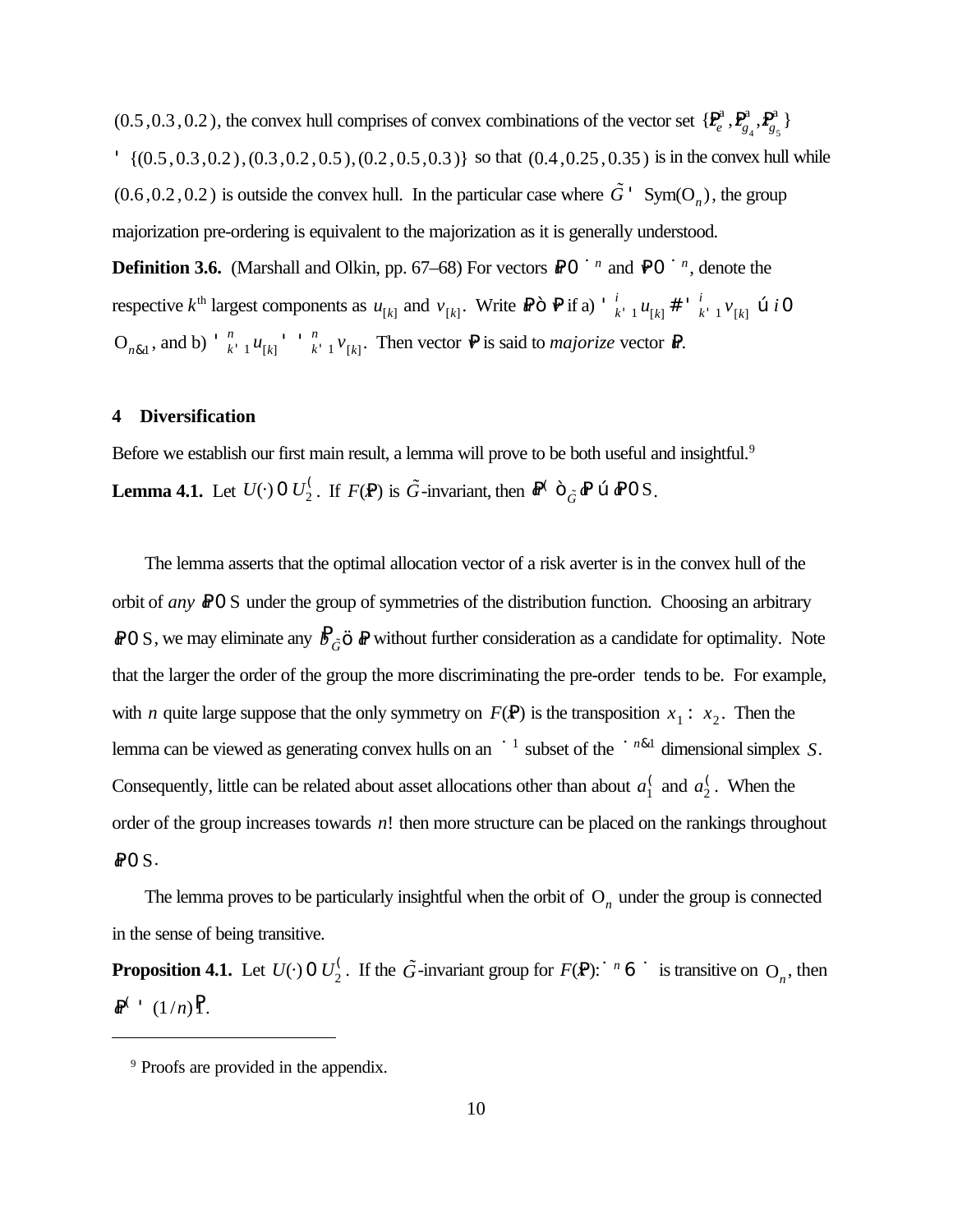$(0.5, 0.3, 0.2)$, the convex hull comprises of convex combinations of the vector set $\{\mathbf{a}^{*}_{e}, \mathbf{a}^{*}_{g_4}, \mathbf{a}^{*}_{g_5}\}$ $= \{(0.5, 0.3, 0.2), (0.3, 0.2, 0.5), (0.2, 0.5, 0.3)\}$ so that $(0.4, 0.25, 0.35)$ is in the convex hull while $(0.6, 0.2, 0.2)$ is outside the convex hull. In the particular case where $\tilde{G} = \mathrm{Sym}(\Omega_n)$, the group majorization pre-ordering is equivalent to the majorization as it is generally understood.

**Definition 3.6.** (Marshall and Olkin, pp. 67–68) For vectors $\mathbf{u} \in \mathbb{R}^n$ and $\mathbf{v} \in \mathbb{R}^n$, denote the respective $k^{\text{th}}$ largest components as $u_{[k]}$ and $v_{[k]}$. Write $\mathbf{u} \prec \mathbf{v}$ if a) $\sum_{k=1}^{i} u_{[k]} \leq \sum_{k=1}^{i} v_{[k]}$ $\forall\, i \in \Omega_{n-1}$, and b) $\sum_{k=1}^{n} u_{[k]} = \sum_{k=1}^{n} v_{[k]}$. Then vector $\mathbf{v}$ is said to *majorize* vector $\mathbf{u}$.

## 4 Diversification

Before we establish our first main result, a lemma will prove to be both useful and insightful.[9]

**Lemma 4.1.** Let $U(\cdot) \in U_2^{*}$. If $F(\mathbf{x})$ is $\tilde{G}$-invariant, then $\mathbf{a}^{*} \prec_{\tilde{G}} \mathbf{a}$ $\forall\, \mathbf{a} \in S$.

The lemma asserts that the optimal allocation vector of a risk averter is in the convex hull of the orbit of *any* $\mathbf{a} \in S$ under the group of symmetries of the distribution function. Choosing an arbitrary $\mathbf{a} \in S$, we may eliminate any $\mathbf{b} \succ_{\tilde{G}} \mathbf{a}$ without further consideration as a candidate for optimality. Note that the larger the order of the group the more discriminating the pre-order tends to be. For example, with $n$ quite large suppose that the only symmetry on $F(\mathbf{x})$ is the transposition $x_1 : x_2$. Then the lemma can be viewed as generating convex hulls on an $\mathbb{R}^1$ subset of the $\mathbb{R}^{n-1}$ dimensional simplex $S$. Consequently, little can be related about asset allocations other than about $a_1^{*}$ and $a_2^{*}$. When the order of the group increases towards $n!$ then more structure can be placed on the rankings throughout $\mathbf{a} \in S$.

The lemma proves to be particularly insightful when the orbit of $\Omega_n$ under the group is connected in the sense of being transitive.

**Proposition 4.1.** Let $U(\cdot) \in U_2^{*}$. If the $\tilde{G}$-invariant group for $F(\mathbf{x})\colon \mathbb{R}^n \to \mathbb{R}$ is transitive on $\Omega_n$, then $\mathbf{a}^{*} = (1/n)\mathbf{1}$.

[9] Proofs are provided in the appendix.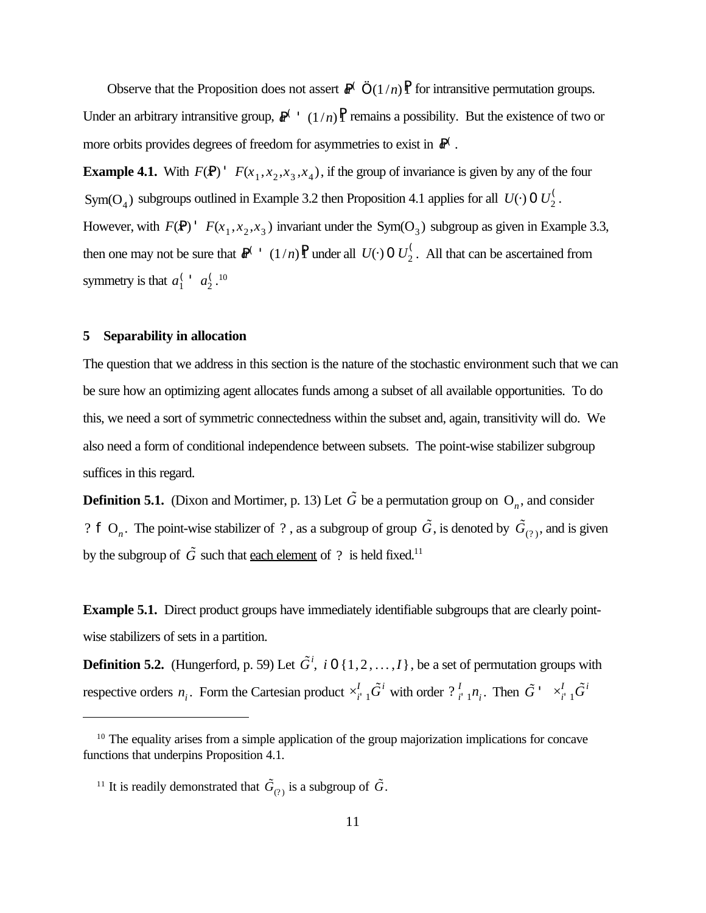Observe that the Proposition does not assert $\mathbf{a}^* \neq (1/n)\mathbf{1}$ for intransitive permutation groups. Under an arbitrary intransitive group, $\mathbf{a}^* = (1/n)\mathbf{1}$ remains a possibility. But the existence of two or more orbits provides degrees of freedom for asymmetries to exist in $\mathbf{a}^*$.

**Example 4.1.** With $F(\mathbf{x}) = F(x_1, x_2, x_3, x_4)$, if the group of invariance is given by any of the four $\mathrm{Sym}(\mathrm{O}_4)$ subgroups outlined in Example 3.2 then Proposition 4.1 applies for all $U(\cdot) \in U_2^*$. However, with $F(\mathbf{x}) = F(x_1, x_2, x_3)$ invariant under the $\mathrm{Sym}(\mathrm{O}_3)$ subgroup as given in Example 3.3, then one may not be sure that $\mathbf{a}^* = (1/n)\mathbf{1}$ under all $U(\cdot) \in U_2^*$. All that can be ascertained from symmetry is that $a_1^* = a_2^*$.[10]

## 5 Separability in allocation

The question that we address in this section is the nature of the stochastic environment such that we can be sure how an optimizing agent allocates funds among a subset of all available opportunities. To do this, we need a sort of symmetric connectedness within the subset and, again, transitivity will do. We also need a form of conditional independence between subsets. The point-wise stabilizer subgroup suffices in this regard.

**Definition 5.1.** (Dixon and Mortimer, p. 13) Let $\tilde{G}$ be a permutation group on $\mathrm{O}_n$, and consider $? \subseteq \mathrm{O}_n$. The point-wise stabilizer of $?$, as a subgroup of group $\tilde{G}$, is denoted by $\tilde{G}_{(?)}$, and is given by the subgroup of $\tilde{G}$ such that each element of $?$ is held fixed.[11]

**Example 5.1.** Direct product groups have immediately identifiable subgroups that are clearly point-wise stabilizers of sets in a partition.

**Definition 5.2.** (Hungerford, p. 59) Let $\tilde{G}^i$, $i \in \{1, 2, \ldots, I\}$, be a set of permutation groups with respective orders $n_i$. Form the Cartesian product $\times_{i=1}^{I} \tilde{G}^i$ with order $\prod_{i=1}^{I} n_i$. Then $\tilde{G} = \times_{i=1}^{I} \tilde{G}^i$

---

[10] The equality arises from a simple application of the group majorization implications for concave functions that underpins Proposition 4.1.

[11] It is readily demonstrated that $\tilde{G}_{(?)}$ is a subgroup of $\tilde{G}$.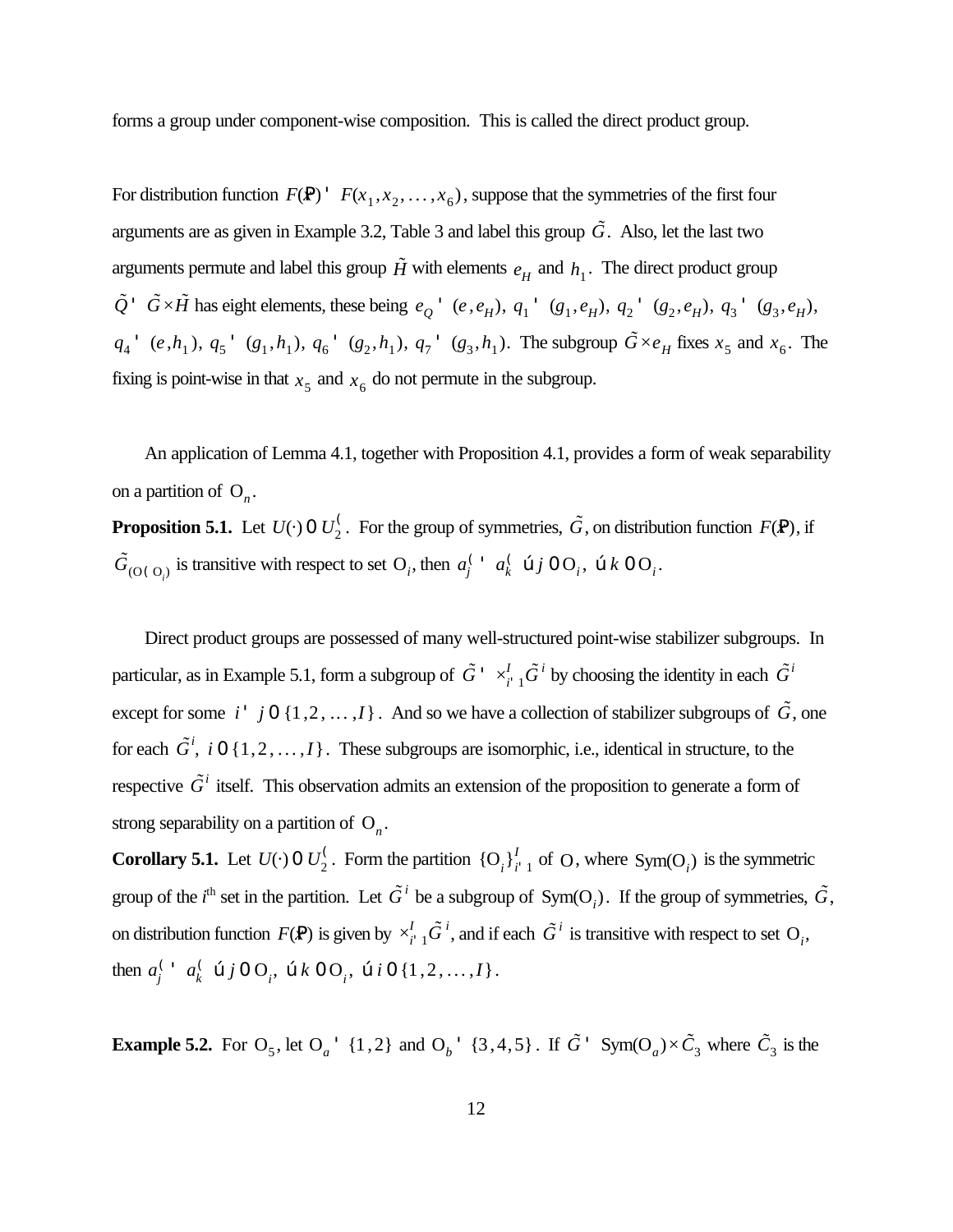forms a group under component-wise composition. This is called the direct product group.

For distribution function $F(\mathbf{x}) = F(x_1, x_2, \ldots, x_6)$, suppose that the symmetries of the first four arguments are as given in Example 3.2, Table 3 and label this group $\tilde{G}$. Also, let the last two arguments permute and label this group $\tilde{H}$ with elements $e_H$ and $h_1$. The direct product group $\tilde{Q} = \tilde{G} \times \tilde{H}$ has eight elements, these being $e_Q = (e, e_H)$, $q_1 = (g_1, e_H)$, $q_2 = (g_2, e_H)$, $q_3 = (g_3, e_H)$, $q_4 = (e, h_1)$, $q_5 = (g_1, h_1)$, $q_6 = (g_2, h_1)$, $q_7 = (g_3, h_1)$. The subgroup $\tilde{G} \times e_H$ fixes $x_5$ and $x_6$. The fixing is point-wise in that $x_5$ and $x_6$ do not permute in the subgroup.

An application of Lemma 4.1, together with Proposition 4.1, provides a form of weak separability on a partition of $\Omega_n$.

**Proposition 5.1.** Let $U(\cdot) \in U_2^*$. For the group of symmetries, $\tilde{G}$, on distribution function $F(\mathbf{x})$, if $\tilde{G}_{(\Omega \setminus \Omega_i)}$ is transitive with respect to set $\Omega_i$, then $a_j^* = a_k^* \;\; \forall j \in \Omega_i, \; \forall k \in \Omega_i$.

Direct product groups are possessed of many well-structured point-wise stabilizer subgroups. In particular, as in Example 5.1, form a subgroup of $\tilde{G} = \times_{i=1}^{I} \tilde{G}^i$ by choosing the identity in each $\tilde{G}^i$ except for some $i = j \in \{1, 2, \ldots, I\}$. And so we have a collection of stabilizer subgroups of $\tilde{G}$, one for each $\tilde{G}^i$, $i \in \{1, 2, \ldots, I\}$. These subgroups are isomorphic, i.e., identical in structure, to the respective $\tilde{G}^i$ itself. This observation admits an extension of the proposition to generate a form of strong separability on a partition of $\Omega_n$.

**Corollary 5.1.** Let $U(\cdot) \in U_2^*$. Form the partition $\{\Omega_i\}_{i=1}^{I}$ of $\Omega$, where $\mathrm{Sym}(\Omega_i)$ is the symmetric group of the $i$th set in the partition. Let $\tilde{G}^i$ be a subgroup of $\mathrm{Sym}(\Omega_i)$. If the group of symmetries, $\tilde{G}$, on distribution function $F(\mathbf{x})$ is given by $\times_{i=1}^{I} \tilde{G}^i$, and if each $\tilde{G}^i$ is transitive with respect to set $\Omega_i$, then $a_j^* = a_k^* \;\; \forall j \in \Omega_i, \; \forall k \in \Omega_i, \; \forall i \in \{1, 2, \ldots, I\}$.

**Example 5.2.** For $\Omega_5$, let $\Omega_a = \{1, 2\}$ and $\Omega_b = \{3, 4, 5\}$. If $\tilde{G} = \mathrm{Sym}(\Omega_a) \times \tilde{C}_3$ where $\tilde{C}_3$ is the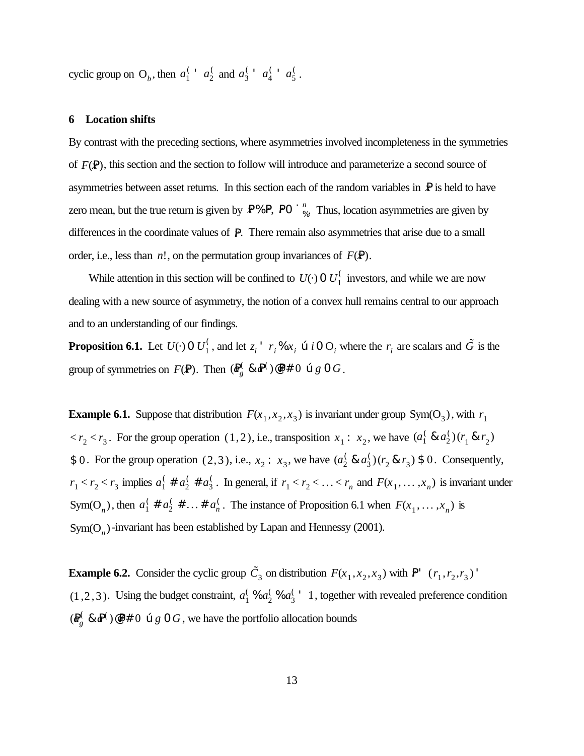cyclic group on $\Omega_b$, then $a_1^* = a_2^*$ and $a_3^* = a_4^* = a_5^*$.

## 6 Location shifts

By contrast with the preceding sections, where asymmetries involved incompleteness in the symmetries of $F(\vec{x})$, this section and the section to follow will introduce and parameterize a second source of asymmetries between asset returns. In this section each of the random variables in $\vec{x}$ is held to have zero mean, but the true return is given by $\vec{x} + \vec{r}$, $\vec{r} \in \mathbb{R}^n_+$. Thus, location asymmetries are given by differences in the coordinate values of $\vec{r}$. There remain also asymmetries that arise due to a small order, i.e., less than $n!$, on the permutation group invariances of $F(\vec{x})$.

While attention in this section will be confined to $U(\cdot) \in U_1^*$ investors, and while we are now dealing with a new source of asymmetry, the notion of a convex hull remains central to our approach and to an understanding of our findings.

**Proposition 6.1.** Let $U(\cdot) \in U_1^*$, and let $z_i = r_i + x_i \;\forall\, i \in \Omega_i$ where the $r_i$ are scalars and $\tilde{G}$ is the group of symmetries on $F(\vec{x})$. Then $(\vec{a}_g^* - \vec{a}^*) \cdot \vec{r} \leq 0 \;\forall\, g \in G$.

**Example 6.1.** Suppose that distribution $F(x_1, x_2, x_3)$ is invariant under group $\mathrm{Sym}(\Omega_3)$, with $r_1 < r_2 < r_3$. For the group operation $(1,2)$, i.e., transposition $x_1 \leftrightarrow x_2$, we have $(a_1^* - a_2^*)(r_1 - r_2) \geq 0$. For the group operation $(2,3)$, i.e., $x_2 \leftrightarrow x_3$, we have $(a_2^* - a_3^*)(r_2 - r_3) \geq 0$. Consequently, $r_1 < r_2 < r_3$ implies $a_1^* \leq a_2^* \leq a_3^*$. In general, if $r_1 < r_2 < \ldots < r_n$ and $F(x_1, \ldots, x_n)$ is invariant under $\mathrm{Sym}(\Omega_n)$, then $a_1^* \leq a_2^* \leq \ldots \leq a_n^*$. The instance of Proposition 6.1 when $F(x_1, \ldots, x_n)$ is $\mathrm{Sym}(\Omega_n)$-invariant has been established by Lapan and Hennessy (2001).

**Example 6.2.** Consider the cyclic group $\tilde{C}_3$ on distribution $F(x_1, x_2, x_3)$ with $\vec{r} = (r_1, r_2, r_3) = (1, 2, 3)$. Using the budget constraint, $a_1^* + a_2^* + a_3^* = 1$, together with revealed preference condition $(\vec{a}_g^* - \vec{a}^*) \cdot \vec{r} \leq 0 \;\forall\, g \in G$, we have the portfolio allocation bounds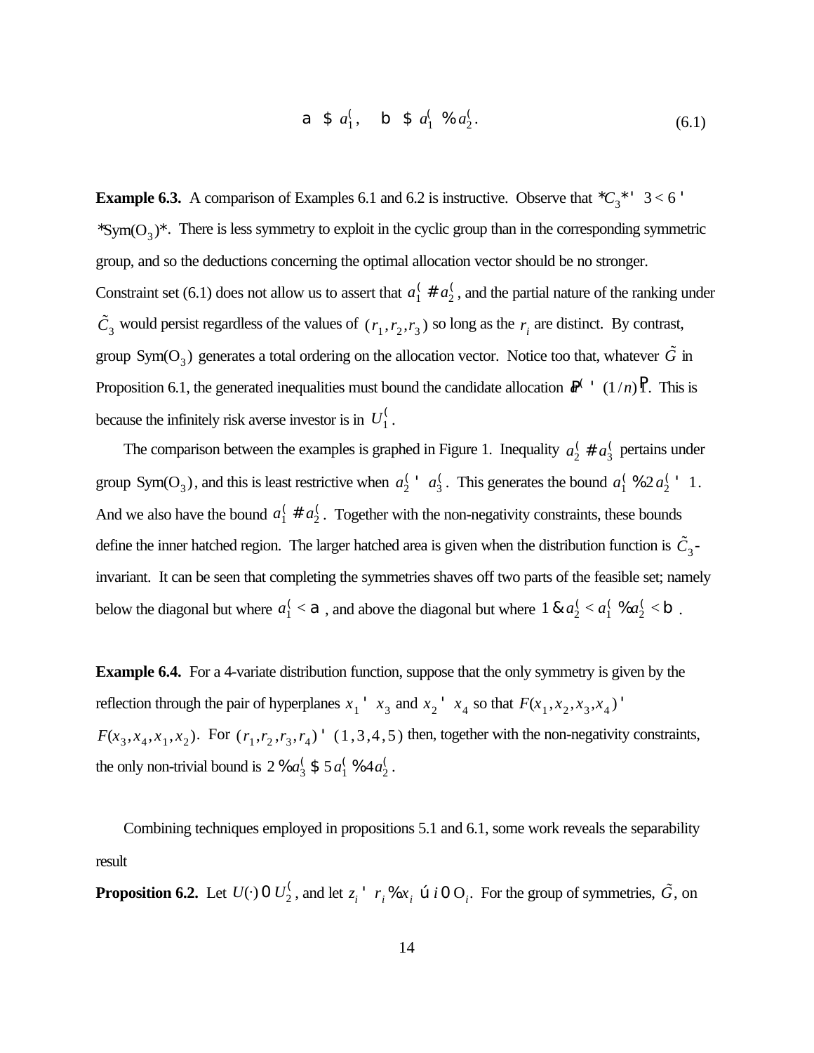$$\alpha \geq a_1^*, \quad \beta \geq a_1^* + a_2^*. \tag{6.1}$$

**Example 6.3.** A comparison of Examples 6.1 and 6.2 is instructive. Observe that $|C_3| = 3 < 6 = |\mathrm{Sym}(\mathrm{O}_3)|$. There is less symmetry to exploit in the cyclic group than in the corresponding symmetric group, and so the deductions concerning the optimal allocation vector should be no stronger. Constraint set (6.1) does not allow us to assert that $a_1^* \leq a_2^*$, and the partial nature of the ranking under $\tilde{C}_3$ would persist regardless of the values of $(r_1, r_2, r_3)$ so long as the $r_i$ are distinct. By contrast, group $\mathrm{Sym}(\mathrm{O}_3)$ generates a total ordering on the allocation vector. Notice too that, whatever $\tilde{G}$ in Proposition 6.1, the generated inequalities must bound the candidate allocation $\mathbf{a}^* = (1/n)\mathbf{1}$. This is because the infinitely risk averse investor is in $U_1^*$.

The comparison between the examples is graphed in Figure 1. Inequality $a_2^* \leq a_3^*$ pertains under group $\mathrm{Sym}(\mathrm{O}_3)$, and this is least restrictive when $a_2^* = a_3^*$. This generates the bound $a_1^* + 2a_2^* = 1$. And we also have the bound $a_1^* \leq a_2^*$. Together with the non-negativity constraints, these bounds define the inner hatched region. The larger hatched area is given when the distribution function is $\tilde{C}_3$-invariant. It can be seen that completing the symmetries shaves off two parts of the feasible set; namely below the diagonal but where $a_1^* < \alpha$, and above the diagonal but where $1 - a_2^* < a_1^* + a_2^* < \beta$.

**Example 6.4.** For a 4-variate distribution function, suppose that the only symmetry is given by the reflection through the pair of hyperplanes $x_1 = x_3$ and $x_2 = x_4$ so that $F(x_1, x_2, x_3, x_4) = F(x_3, x_4, x_1, x_2)$. For $(r_1, r_2, r_3, r_4) = (1, 3, 4, 5)$ then, together with the non-negativity constraints, the only non-trivial bound is $2 + a_3^* \geq 5a_1^* + 4a_2^*$.

Combining techniques employed in propositions 5.1 and 6.1, some work reveals the separability result

**Proposition 6.2.** Let $U(\cdot) \in U_2^*$, and let $z_i = r_i + x_i \; \forall i \in \mathrm{O}_i$. For the group of symmetries, $\tilde{G}$, on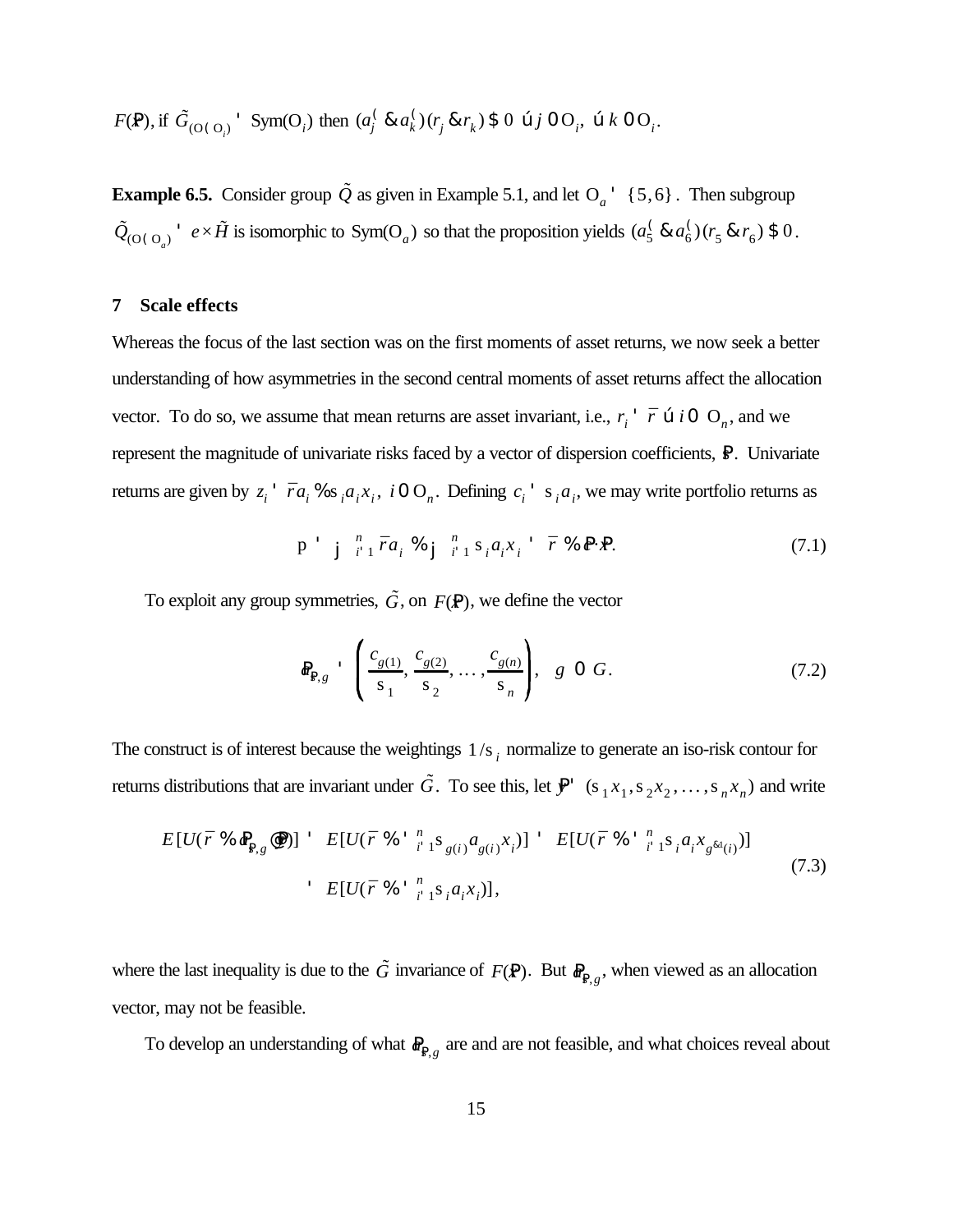$F(\mathbf{x})$, if $\tilde{G}_{(\Omega \setminus \Omega_i)} = \text{Sym}(\Omega_i)$ then $(a_j^* - a_k^*)(r_j - r_k) \geq 0 \;\; \forall j \in \Omega_i, \;\forall k \in \Omega_i$.

**Example 6.5.** Consider group $\tilde{Q}$ as given in Example 5.1, and let $\Omega_a = \{5, 6\}$. Then subgroup $\tilde{Q}_{(\Omega \setminus \Omega_a)} = e \times \tilde{H}$ is isomorphic to $\text{Sym}(\Omega_a)$ so that the proposition yields $(a_5^* - a_6^*)(r_5 - r_6) \geq 0$.

## 7 Scale effects

Whereas the focus of the last section was on the first moments of asset returns, we now seek a better understanding of how asymmetries in the second central moments of asset returns affect the allocation vector. To do so, we assume that mean returns are asset invariant, i.e., $r_i = \bar{r} \;\forall i \in \Omega_n$, and we represent the magnitude of univariate risks faced by a vector of dispersion coefficients, $\boldsymbol{\sigma}$. Univariate returns are given by $z_i = \bar{r} a_i + \sigma_i a_i x_i$, $i \in \Omega_n$. Defining $c_i = \sigma_i a_i$, we may write portfolio returns as

$$\pi = \sum_{i=1}^{n} \bar{r} a_i + \sum_{i=1}^{n} \sigma_i a_i x_i = \bar{r} + \mathbf{c} \cdot \mathbf{x}. \tag{7.1}$$

To exploit any group symmetries, $\tilde{G}$, on $F(\mathbf{x})$, we define the vector

$$\mathbf{d}_{\boldsymbol{\sigma},g} = \left( \frac{c_{g(1)}}{\sigma_1}, \frac{c_{g(2)}}{\sigma_2}, \ldots, \frac{c_{g(n)}}{\sigma_n} \right), \quad g \in G. \tag{7.2}$$

The construct is of interest because the weightings $1/\sigma_i$ normalize to generate an iso-risk contour for returns distributions that are invariant under $\tilde{G}$. To see this, let $\mathbf{y} = (\sigma_1 x_1, \sigma_2 x_2, \ldots, \sigma_n x_n)$ and write

$$\begin{aligned} E[U(\bar{r} + \mathbf{d}_{\boldsymbol{\sigma},g} \cdot \mathbf{y})] &= E[U(\bar{r} + \textstyle\sum_{i=1}^{n} \sigma_{g(i)} a_{g(i)} x_i)] = E[U(\bar{r} + \textstyle\sum_{i=1}^{n} \sigma_i a_i x_{g^{-1}(i)})] \\ &= E[U(\bar{r} + \textstyle\sum_{i=1}^{n} \sigma_i a_i x_i)], \end{aligned} \tag{7.3}$$

where the last inequality is due to the $\tilde{G}$ invariance of $F(\mathbf{x})$. But $\mathbf{d}_{\boldsymbol{\sigma},g}$, when viewed as an allocation vector, may not be feasible.

To develop an understanding of what $\mathbf{d}_{\boldsymbol{\sigma},g}$ are and are not feasible, and what choices reveal about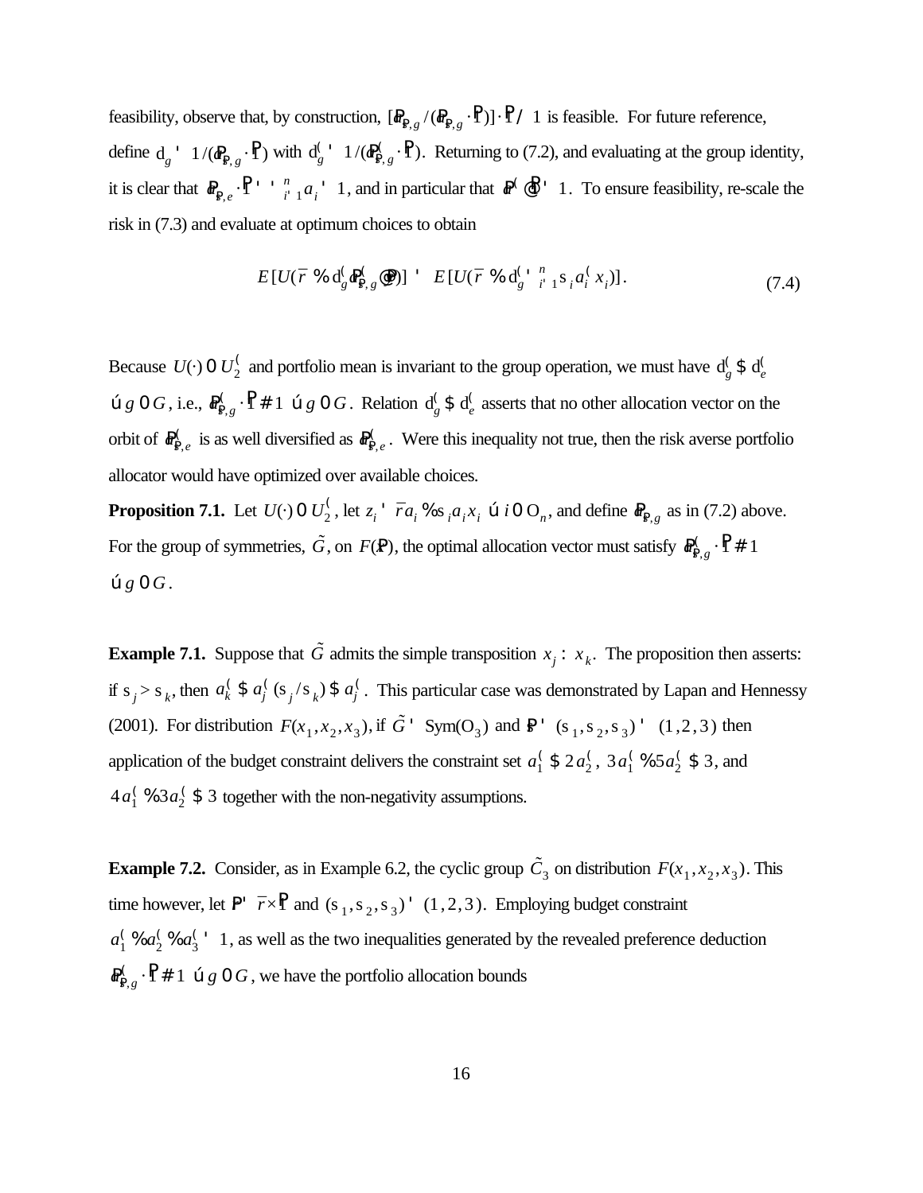feasibility, observe that, by construction, $[\boldsymbol{\alpha}_{\sigma,g}/(\boldsymbol{\alpha}_{\sigma,g}\cdot\mathbf{1})]\cdot\mathbf{1} \equiv 1$ is feasible. For future reference, define $\delta_g = 1/(\boldsymbol{\alpha}_{\sigma,g}\cdot\mathbf{1})$ with $\delta^*_g = 1/(\boldsymbol{\alpha}^*_{\sigma,g}\cdot\mathbf{1})$. Returning to (7.2), and evaluating at the group identity, it is clear that $\boldsymbol{\alpha}_{\sigma,e}\cdot\mathbf{1} = \sum_{i=1}^{n} a_i = 1$, and in particular that $\boldsymbol{\alpha}^*\cdot\mathbf{1} = 1$. To ensure feasibility, re-scale the risk in (7.3) and evaluate at optimum choices to obtain

$$E[U(\bar{r} + \delta^*_g \boldsymbol{\alpha}^*_{\sigma,g}\cdot(\boldsymbol{\sigma}\circ\mathbf{x}))] = E[U(\bar{r} + \delta^*_g \textstyle\sum_{i=1}^{n}\sigma_i a^*_i x_i)]. \tag{7.4}$$

Because $U(\cdot) \in U^*_2$ and portfolio mean is invariant to the group operation, we must have $\delta^*_g \geq \delta^*_e$ $\forall g \in G$, i.e., $\boldsymbol{\alpha}^*_{\sigma,g}\cdot\mathbf{1} \leq 1$ $\forall g \in G$. Relation $\delta^*_g \geq \delta^*_e$ asserts that no other allocation vector on the orbit of $\boldsymbol{\alpha}^*_{\sigma,e}$ is as well diversified as $\boldsymbol{\alpha}^*_{\sigma,e}$. Were this inequality not true, then the risk averse portfolio allocator would have optimized over available choices.

**Proposition 7.1.** Let $U(\cdot) \in U^*_2$, let $z_i = \bar{r}a_i + \sigma_i a_i x_i$ $\forall i \in \Omega_n$, and define $\boldsymbol{\alpha}_{\sigma,g}$ as in (7.2) above. For the group of symmetries, $\tilde{G}$, on $F(\mathbf{x})$, the optimal allocation vector must satisfy $\boldsymbol{\alpha}^*_{\sigma,g}\cdot\mathbf{1} \leq 1$ $\forall g \in G$.

**Example 7.1.** Suppose that $\tilde{G}$ admits the simple transposition $x_j \leftrightarrow x_k$. The proposition then asserts: if $\sigma_j > \sigma_k$, then $a^*_k \geq a^*_j(\sigma_j/\sigma_k) \geq a^*_j$. This particular case was demonstrated by Lapan and Hennessy (2001). For distribution $F(x_1, x_2, x_3)$, if $\tilde{G} = \mathrm{Sym}(\Omega_3)$ and $\boldsymbol{\sigma} = (\sigma_1, \sigma_2, \sigma_3) = (1, 2, 3)$ then application of the budget constraint delivers the constraint set $a^*_1 \geq 2a^*_2$, $3a^*_1 + 5a^*_2 \geq 3$, and $4a^*_1 + 3a^*_2 \geq 3$ together with the non-negativity assumptions.

**Example 7.2.** Consider, as in Example 6.2, the cyclic group $\tilde{C}_3$ on distribution $F(x_1, x_2, x_3)$. This time however, let $\boldsymbol{\mu} = \bar{r}\times\mathbf{1}$ and $(\sigma_1, \sigma_2, \sigma_3) = (1, 2, 3)$. Employing budget constraint $a^*_1 + a^*_2 + a^*_3 = 1$, as well as the two inequalities generated by the revealed preference deduction $\boldsymbol{\alpha}^*_{\sigma,g}\cdot\mathbf{1} \leq 1$ $\forall g \in G$, we have the portfolio allocation bounds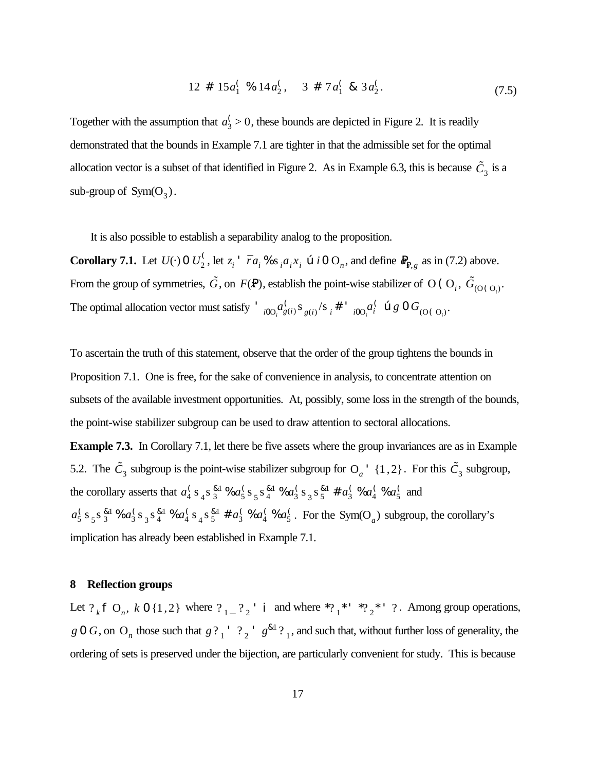$$12 \le 15a_1^* + 14a_2^*, \quad 3 \le 7a_1^* - 3a_2^*. \tag{7.5}$$

Together with the assumption that $a_3^* > 0$, these bounds are depicted in Figure 2. It is readily demonstrated that the bounds in Example 7.1 are tighter in that the admissible set for the optimal allocation vector is a subset of that identified in Figure 2. As in Example 6.3, this is because $\tilde{C}_3$ is a sub-group of $\text{Sym}(\Omega_3)$.

It is also possible to establish a separability analog to the proposition.

**Corollary 7.1.** Let $U(\cdot) \in U_2^*$, let $z_i = \bar{r}a_i + \sigma_i a_i x_i$ $\forall\, i \in \Omega_n$, and define $\mathcal{P}_{\mathbf{r},g}$ as in (7.2) above. From the group of symmetries, $\tilde{G}$, on $F(\mathcal{P})$, establish the point-wise stabilizer of $\Omega \setminus \Omega_i$, $\tilde{G}_{(\Omega \setminus \Omega_i)}$. The optimal allocation vector must satisfy $\sum_{i \in \Omega_i} a_{g(i)}^* \sigma_{g(i)} / \sigma_i \le \sum_{i \in \Omega_i} a_i^*$ $\forall\, g \in G_{(\Omega \setminus \Omega_i)}$.

To ascertain the truth of this statement, observe that the order of the group tightens the bounds in Proposition 7.1. One is free, for the sake of convenience in analysis, to concentrate attention on subsets of the available investment opportunities. At, possibly, some loss in the strength of the bounds, the point-wise stabilizer subgroup can be used to draw attention to sectoral allocations.

**Example 7.3.** In Corollary 7.1, let there be five assets where the group invariances are as in Example 5.2. The $\tilde{C}_3$ subgroup is the point-wise stabilizer subgroup for $\Omega_a = \{1, 2\}$. For this $\tilde{C}_3$ subgroup, the corollary asserts that $a_4^* \sigma_4 \sigma_3^{-1} + a_5^* \sigma_5 \sigma_4^{-1} + a_3^* \sigma_3 \sigma_5^{-1} \le a_3^* + a_4^* + a_5^*$ and $a_5^* \sigma_5 \sigma_3^{-1} + a_3^* \sigma_3 \sigma_4^{-1} + a_4^* \sigma_4 \sigma_5^{-1} \le a_3^* + a_4^* + a_5^*$. For the $\text{Sym}(\Omega_a)$ subgroup, the corollary's implication has already been established in Example 7.1.

## 8 Reflection groups

Let $\Lambda_k \subset \Omega_n$, $k \in \{1, 2\}$ where $\Lambda_1 \cap \Lambda_2 = \emptyset$ and where $|\Lambda_1| = |\Lambda_2| = \lambda$. Among group operations, $g \in G$, on $\Omega_n$ those such that $g\Lambda_1 = \Lambda_2 = g^{-1}\Lambda_1$, and such that, without further loss of generality, the ordering of sets is preserved under the bijection, are particularly convenient for study. This is because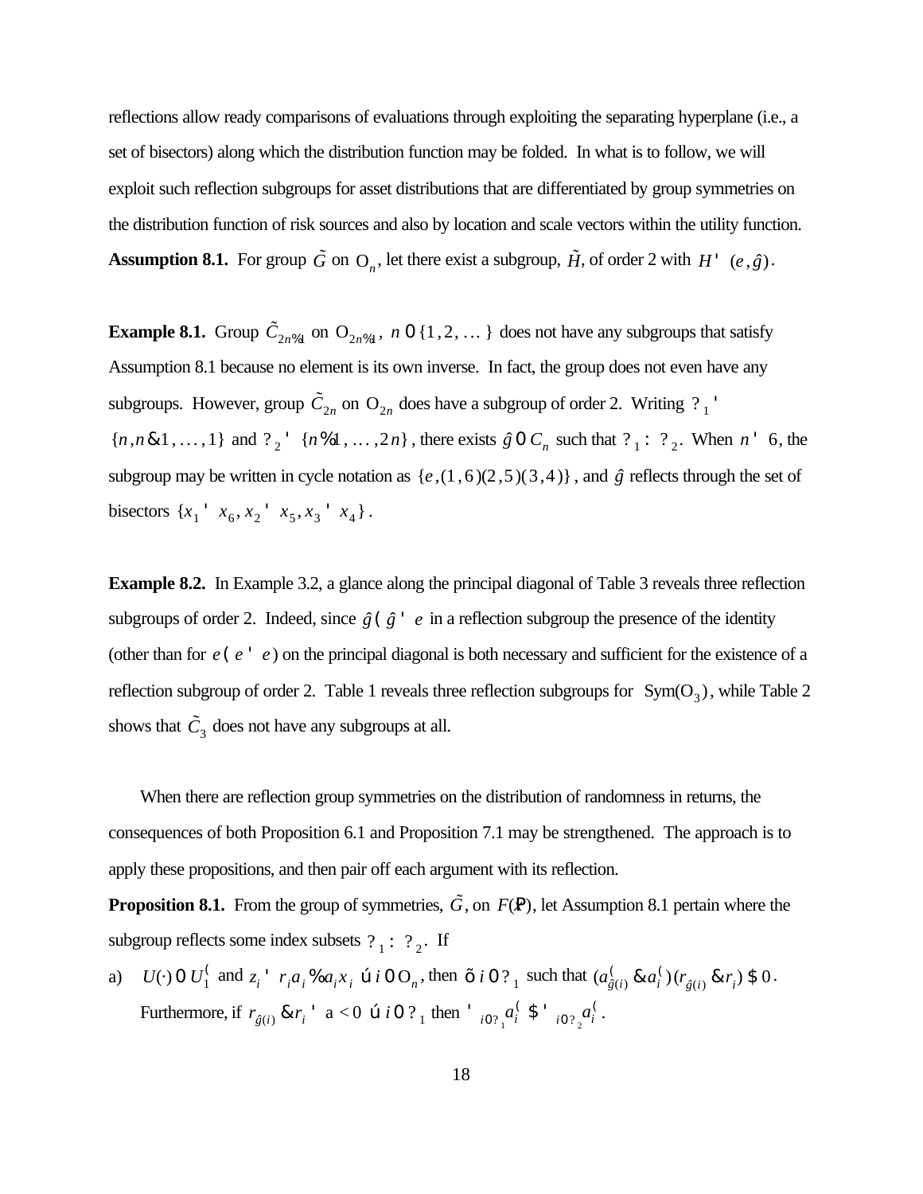reflections allow ready comparisons of evaluations through exploiting the separating hyperplane (i.e., a set of bisectors) along which the distribution function may be folded. In what is to follow, we will exploit such reflection subgroups for asset distributions that are differentiated by group symmetries on the distribution function of risk sources and also by location and scale vectors within the utility function.

**Assumption 8.1.** For group $\tilde{G}$ on $\mathrm{O}_n$, let there exist a subgroup, $\tilde{H}$, of order 2 with $H = (e, \hat{g})$.

**Example 8.1.** Group $\tilde{C}_{2n+1}$ on $\mathrm{O}_{2n+1}$, $n \in \{1, 2, \dots\}$ does not have any subgroups that satisfy Assumption 8.1 because no element is its own inverse. In fact, the group does not even have any subgroups. However, group $\tilde{C}_{2n}$ on $\mathrm{O}_{2n}$ does have a subgroup of order 2. Writing $\Omega_1 = \{n, n-1, \dots, 1\}$ and $\Omega_2 = \{n+1, \dots, 2n\}$, there exists $\hat{g} \in C_n$ such that $\Omega_1 : \Omega_2$. When $n = 6$, the subgroup may be written in cycle notation as $\{e, (1,6)(2,5)(3,4)\}$, and $\hat{g}$ reflects through the set of bisectors $\{x_1 = x_6, x_2 = x_5, x_3 = x_4\}$.

**Example 8.2.** In Example 3.2, a glance along the principal diagonal of Table 3 reveals three reflection subgroups of order 2. Indeed, since $\hat{g} * \hat{g} = e$ in a reflection subgroup the presence of the identity (other than for $e * e = e$) on the principal diagonal is both necessary and sufficient for the existence of a reflection subgroup of order 2. Table 1 reveals three reflection subgroups for $\mathrm{Sym}(\mathrm{O}_3)$, while Table 2 shows that $\tilde{C}_3$ does not have any subgroups at all.

When there are reflection group symmetries on the distribution of randomness in returns, the consequences of both Proposition 6.1 and Proposition 7.1 may be strengthened. The approach is to apply these propositions, and then pair off each argument with its reflection.

**Proposition 8.1.** From the group of symmetries, $\tilde{G}$, on $F(\mathbf{x})$, let Assumption 8.1 pertain where the subgroup reflects some index subsets $\Omega_1 : \Omega_2$. If

a) $U(\cdot) \in U_1^*$ and $z_i = r_i a_i + a_i x_i \; \forall i \in \mathrm{O}_n$, then $\exists\, i \in \Omega_1$ such that $(a^*_{\hat{g}(i)} - a^*_i)(r_{\hat{g}(i)} - r_i) \geq 0$. Furthermore, if $r_{\hat{g}(i)} - r_i = \alpha < 0 \; \forall i \in \Omega_1$ then $\sum_{i \in \Omega_1} a^*_i \geq \sum_{i \in \Omega_2} a^*_i$.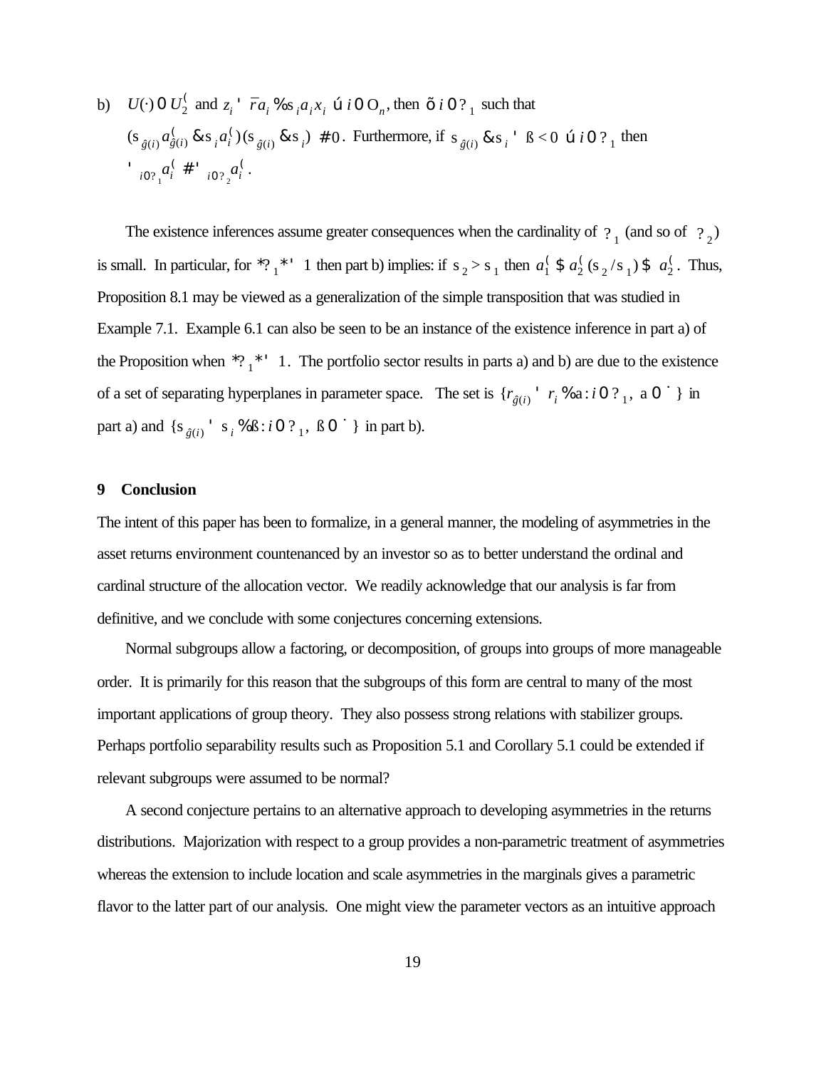b) $U(\cdot) \in U_2^*$ and $z_i = \bar{r} a_i + \sigma_i a_i x_i \;\; \forall\, i \in O_n$, then $\exists\, i \in \Omega_1$ such that $(\sigma_{\hat{g}(i)} a^*_{\hat{g}(i)} - \sigma_i a^*_i)(\sigma_{\hat{g}(i)} - \sigma_i) \leq 0$. Furthermore, if $\sigma_{\hat{g}(i)} - \sigma_i = \beta < 0 \;\; \forall\, i \in \Omega_1$ then $\sum_{i \in \Omega_1} a^*_i \leq \sum_{i \in \Omega_2} a^*_i$.

The existence inferences assume greater consequences when the cardinality of $\Omega_1$ (and so of $\Omega_2$) is small. In particular, for $|\Omega_1| = 1$ then part b) implies: if $\sigma_2 > \sigma_1$ then $a^*_1 \geq a^*_2(\sigma_2/\sigma_1) \geq a^*_2$. Thus, Proposition 8.1 may be viewed as a generalization of the simple transposition that was studied in Example 7.1. Example 6.1 can also be seen to be an instance of the existence inference in part a) of the Proposition when $|\Omega_1| = 1$. The portfolio sector results in parts a) and b) are due to the existence of a set of separating hyperplanes in parameter space. The set is $\{r_{\hat{g}(i)} = r_i + \alpha : i \in \Omega_1,\ \alpha \in \mathbb{R}\}$ in part a) and $\{\sigma_{\hat{g}(i)} = \sigma_i + \beta : i \in \Omega_1,\ \beta \in \mathbb{R}\}$ in part b).

## 9 Conclusion

The intent of this paper has been to formalize, in a general manner, the modeling of asymmetries in the asset returns environment countenanced by an investor so as to better understand the ordinal and cardinal structure of the allocation vector. We readily acknowledge that our analysis is far from definitive, and we conclude with some conjectures concerning extensions.

Normal subgroups allow a factoring, or decomposition, of groups into groups of more manageable order. It is primarily for this reason that the subgroups of this form are central to many of the most important applications of group theory. They also possess strong relations with stabilizer groups. Perhaps portfolio separability results such as Proposition 5.1 and Corollary 5.1 could be extended if relevant subgroups were assumed to be normal?

A second conjecture pertains to an alternative approach to developing asymmetries in the returns distributions. Majorization with respect to a group provides a non-parametric treatment of asymmetries whereas the extension to include location and scale asymmetries in the marginals gives a parametric flavor to the latter part of our analysis. One might view the parameter vectors as an intuitive approach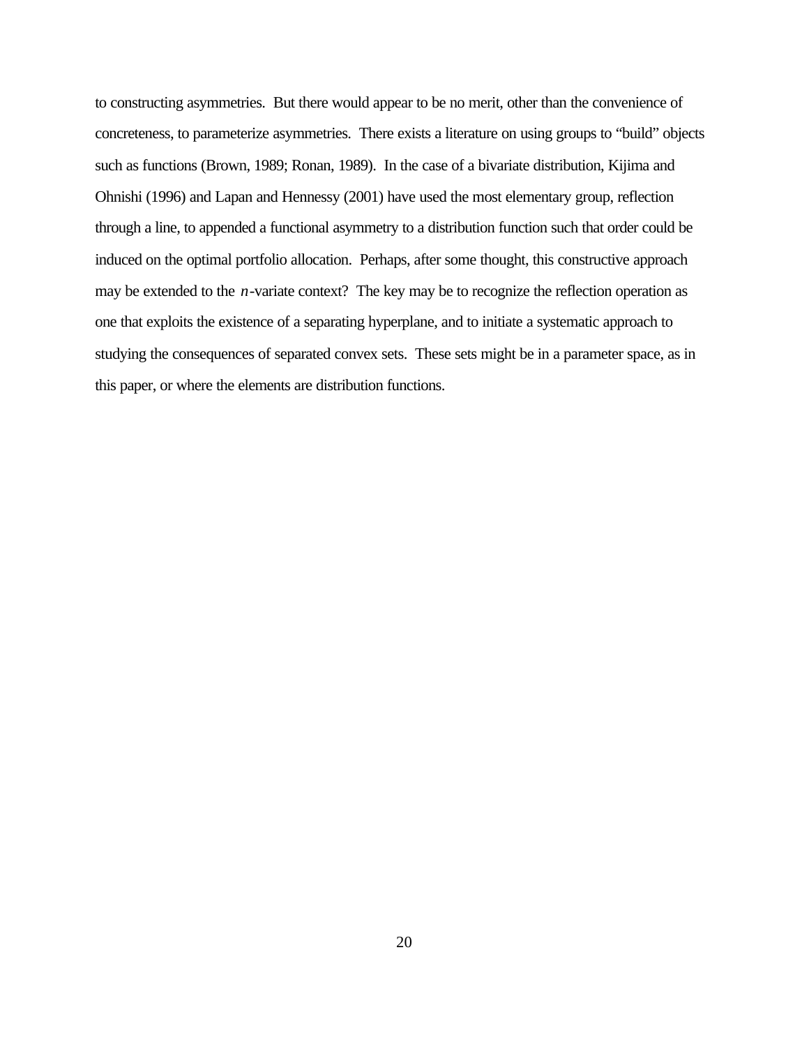to constructing asymmetries. But there would appear to be no merit, other than the convenience of concreteness, to parameterize asymmetries. There exists a literature on using groups to "build" objects such as functions (Brown, 1989; Ronan, 1989). In the case of a bivariate distribution, Kijima and Ohnishi (1996) and Lapan and Hennessy (2001) have used the most elementary group, reflection through a line, to appended a functional asymmetry to a distribution function such that order could be induced on the optimal portfolio allocation. Perhaps, after some thought, this constructive approach may be extended to the $n$-variate context? The key may be to recognize the reflection operation as one that exploits the existence of a separating hyperplane, and to initiate a systematic approach to studying the consequences of separated convex sets. These sets might be in a parameter space, as in this paper, or where the elements are distribution functions.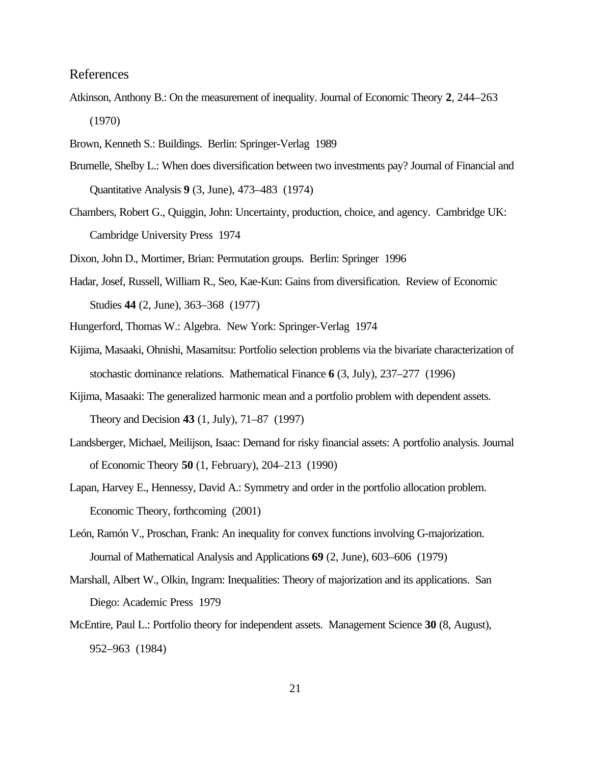## References

Atkinson, Anthony B.: On the measurement of inequality. Journal of Economic Theory **2**, 244–263 (1970)

Brown, Kenneth S.: Buildings. Berlin: Springer-Verlag 1989

Brumelle, Shelby L.: When does diversification between two investments pay? Journal of Financial and Quantitative Analysis **9** (3, June), 473–483 (1974)

Chambers, Robert G., Quiggin, John: Uncertainty, production, choice, and agency. Cambridge UK: Cambridge University Press 1974

Dixon, John D., Mortimer, Brian: Permutation groups. Berlin: Springer 1996

Hadar, Josef, Russell, William R., Seo, Kae-Kun: Gains from diversification. Review of Economic Studies **44** (2, June), 363–368 (1977)

Hungerford, Thomas W.: Algebra. New York: Springer-Verlag 1974

Kijima, Masaaki, Ohnishi, Masamitsu: Portfolio selection problems via the bivariate characterization of stochastic dominance relations. Mathematical Finance **6** (3, July), 237–277 (1996)

Kijima, Masaaki: The generalized harmonic mean and a portfolio problem with dependent assets. Theory and Decision **43** (1, July), 71–87 (1997)

Landsberger, Michael, Meilijson, Isaac: Demand for risky financial assets: A portfolio analysis. Journal of Economic Theory **50** (1, February), 204–213 (1990)

Lapan, Harvey E., Hennessy, David A.: Symmetry and order in the portfolio allocation problem. Economic Theory, forthcoming (2001)

León, Ramón V., Proschan, Frank: An inequality for convex functions involving G-majorization. Journal of Mathematical Analysis and Applications **69** (2, June), 603–606 (1979)

Marshall, Albert W., Olkin, Ingram: Inequalities: Theory of majorization and its applications. San Diego: Academic Press 1979

McEntire, Paul L.: Portfolio theory for independent assets. Management Science **30** (8, August), 952–963 (1984)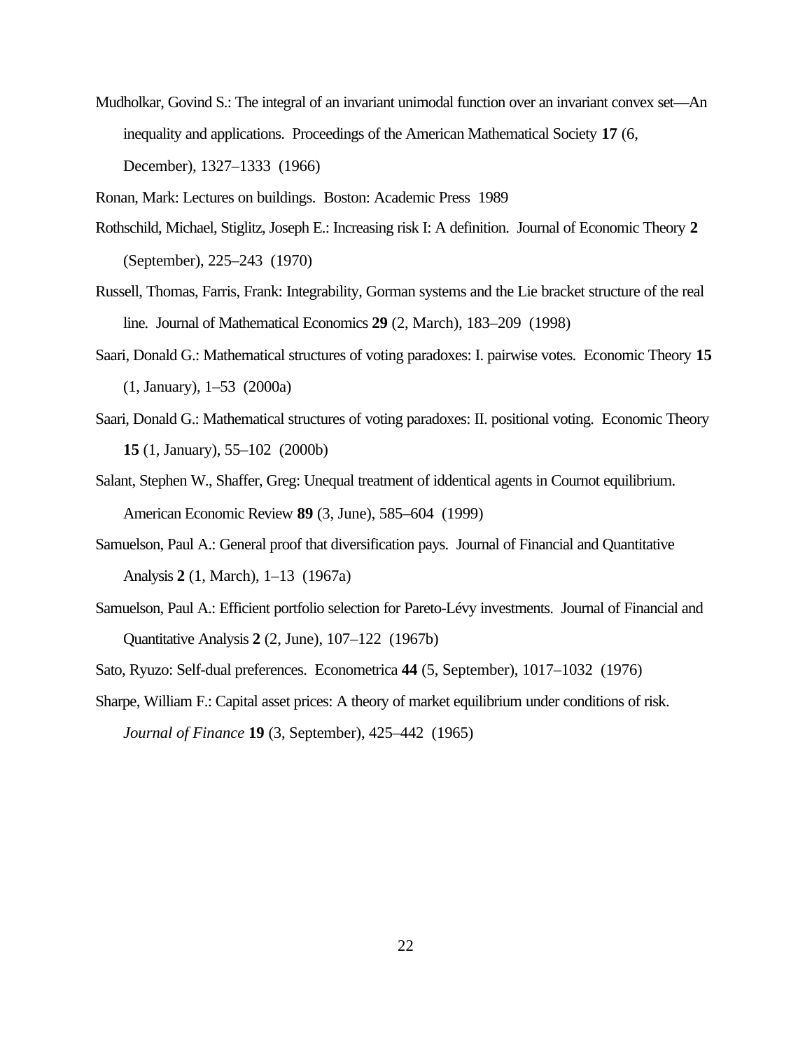Mudholkar, Govind S.: The integral of an invariant unimodal function over an invariant convex set—An inequality and applications. Proceedings of the American Mathematical Society **17** (6, December), 1327–1333 (1966)

Ronan, Mark: Lectures on buildings. Boston: Academic Press 1989

Rothschild, Michael, Stiglitz, Joseph E.: Increasing risk I: A definition. Journal of Economic Theory **2** (September), 225–243 (1970)

Russell, Thomas, Farris, Frank: Integrability, Gorman systems and the Lie bracket structure of the real line. Journal of Mathematical Economics **29** (2, March), 183–209 (1998)

Saari, Donald G.: Mathematical structures of voting paradoxes: I. pairwise votes. Economic Theory **15** (1, January), 1–53 (2000a)

Saari, Donald G.: Mathematical structures of voting paradoxes: II. positional voting. Economic Theory **15** (1, January), 55–102 (2000b)

Salant, Stephen W., Shaffer, Greg: Unequal treatment of iddentical agents in Cournot equilibrium. American Economic Review **89** (3, June), 585–604 (1999)

Samuelson, Paul A.: General proof that diversification pays. Journal of Financial and Quantitative Analysis **2** (1, March), 1–13 (1967a)

Samuelson, Paul A.: Efficient portfolio selection for Pareto-Lévy investments. Journal of Financial and Quantitative Analysis **2** (2, June), 107–122 (1967b)

Sato, Ryuzo: Self-dual preferences. Econometrica **44** (5, September), 1017–1032 (1976)

Sharpe, William F.: Capital asset prices: A theory of market equilibrium under conditions of risk. *Journal of Finance* **19** (3, September), 425–442 (1965)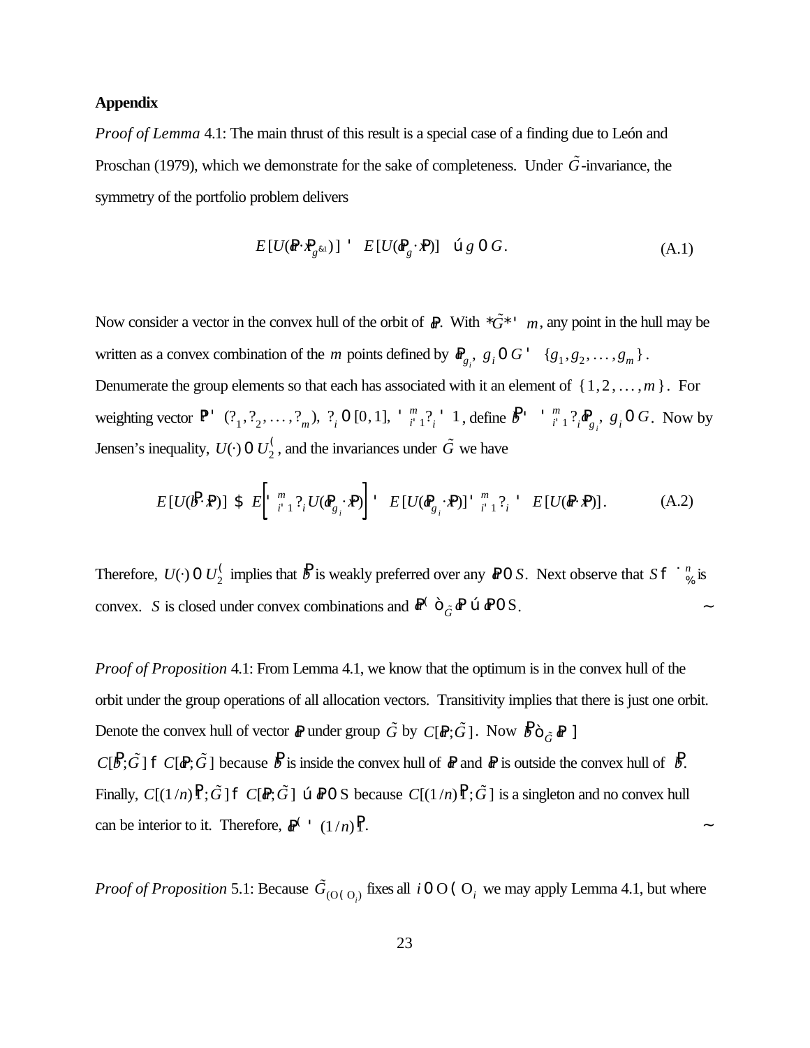## Appendix

*Proof of Lemma* 4.1: The main thrust of this result is a special case of a finding due to León and Proschan (1979), which we demonstrate for the sake of completeness. Under $\tilde{G}$-invariance, the symmetry of the portfolio problem delivers

$$E[U(\mathbf{a}\cdot\mathbf{x}_{g^{-1}})] = E[U(\mathbf{a}_g\cdot\mathbf{x})] \quad \forall g \in G. \tag{A.1}$$

Now consider a vector in the convex hull of the orbit of $\mathbf{a}$. With $|\tilde{G}| = m$, any point in the hull may be written as a convex combination of the $m$ points defined by $\mathbf{a}_{g_i},\ g_i \in G = \{g_1, g_2, \ldots, g_m\}$. Denumerate the group elements so that each has associated with it an element of $\{1, 2, \ldots, m\}$. For weighting vector $\boldsymbol{\lambda} = (\lambda_1, \lambda_2, \ldots, \lambda_m),\ \lambda_i \in [0,1],\ \sum_{i=1}^{m}\lambda_i = 1$, define $\mathbf{b} = \sum_{i=1}^{m}\lambda_i\mathbf{a}_{g_i},\ g_i \in G$. Now by Jensen's inequality, $U(\cdot) \in U_2^*$, and the invariances under $\tilde{G}$ we have

$$E[U(\mathbf{b}\cdot\mathbf{x})] \geq E\left[\sum_{i=1}^{m}\lambda_i U(\mathbf{a}_{g_i}\cdot\mathbf{x})\right] = E[U(\mathbf{a}_{g_i}\cdot\mathbf{x})]\sum_{i=1}^{m}\lambda_i = E[U(\mathbf{a}\cdot\mathbf{x})]. \tag{A.2}$$

Therefore, $U(\cdot) \in U_2^*$ implies that $\mathbf{b}$ is weakly preferred over any $\mathbf{a} \in S$. Next observe that $S \subset \mathbb{R}^n_+$ is convex. $S$ is closed under convex combinations and $\mathbf{a}^* \succ_{\tilde{G}} \mathbf{a}\ \forall \mathbf{a} \in S$. ∼

*Proof of Proposition* 4.1: From Lemma 4.1, we know that the optimum is in the convex hull of the orbit under the group operations of all allocation vectors. Transitivity implies that there is just one orbit. Denote the convex hull of vector $\mathbf{a}$ under group $\tilde{G}$ by $C[\mathbf{a};\tilde{G}]$. Now $\mathbf{b} \succ_{\tilde{G}} \mathbf{a} \Rightarrow C[\mathbf{b};\tilde{G}] \subset C[\mathbf{a};\tilde{G}]$ because $\mathbf{b}$ is inside the convex hull of $\mathbf{a}$ and $\mathbf{a}$ is outside the convex hull of $\mathbf{b}$. Finally, $C[(1/n)\mathbf{1};\tilde{G}] \subset C[\mathbf{a};\tilde{G}]\ \forall \mathbf{a} \in S$ because $C[(1/n)\mathbf{1};\tilde{G}]$ is a singleton and no convex hull can be interior to it. Therefore, $\mathbf{a}^* = (1/n)\mathbf{1}$. ∼

*Proof of Proposition* 5.1: Because $\tilde{G}_{(\Omega \setminus \Omega_i)}$ fixes all $i \in \Omega \setminus \Omega_i$ we may apply Lemma 4.1, but where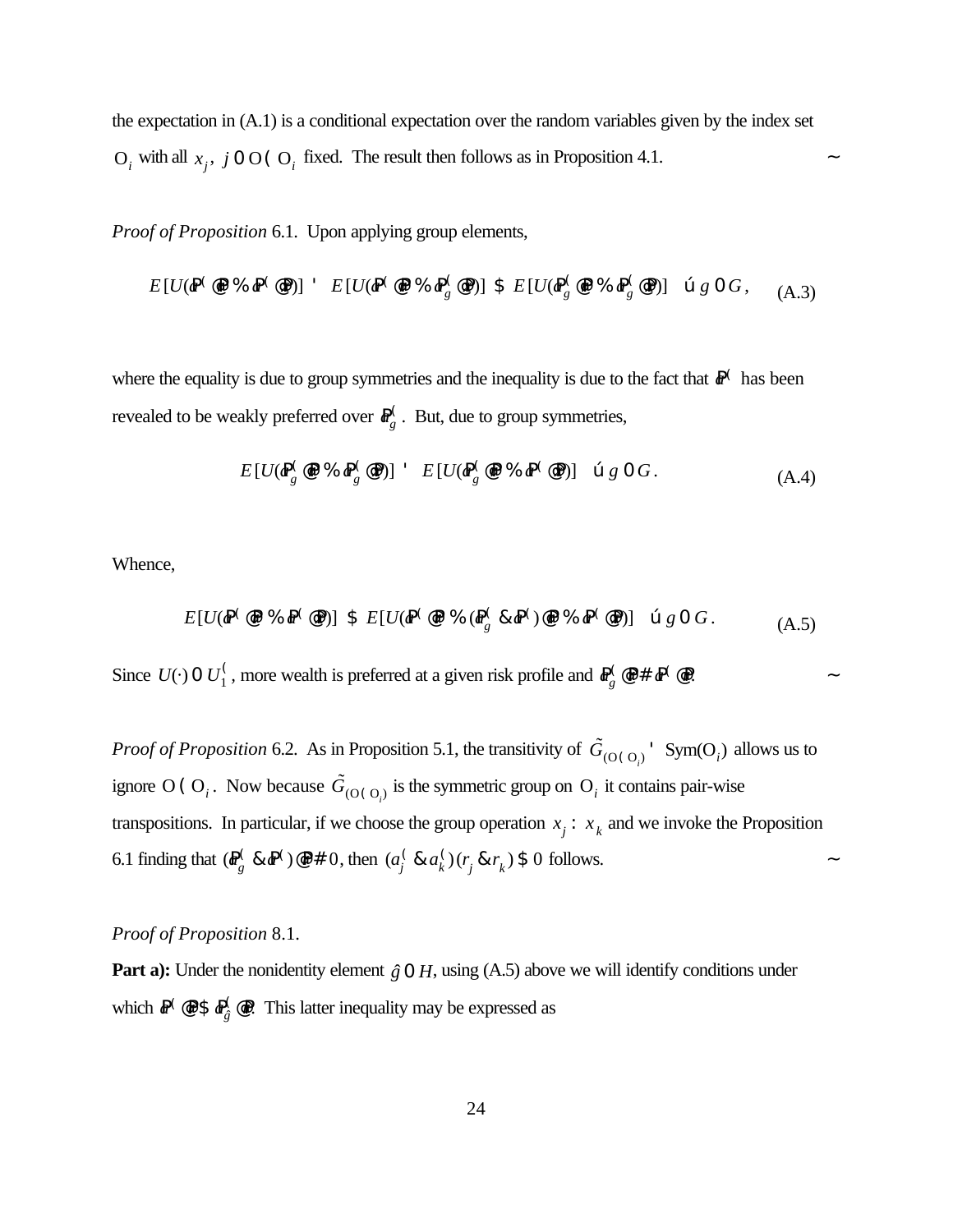the expectation in (A.1) is a conditional expectation over the random variables given by the index set $\Omega_i$ with all $x_j,\ j \in \Omega \setminus \Omega_i$ fixed. The result then follows as in Proposition 4.1. ∎

*Proof of Proposition* 6.1. Upon applying group elements,

$$E[U(\mathbf{a}^*\cdot\mathbf{r} + \mathbf{a}^*\cdot\tilde{\mathbf{x}})] = E[U(\mathbf{a}^*\cdot\mathbf{r} + \mathbf{a}_g^*\cdot\tilde{\mathbf{x}})] \geq E[U(\mathbf{a}_g^*\cdot\mathbf{r} + \mathbf{a}_g^*\cdot\tilde{\mathbf{x}})] \quad \forall\, g \in G, \tag{A.3}$$

where the equality is due to group symmetries and the inequality is due to the fact that $\mathbf{a}^*$ has been revealed to be weakly preferred over $\mathbf{a}_g^*$. But, due to group symmetries,

$$E[U(\mathbf{a}_g^*\cdot\mathbf{r} + \mathbf{a}_g^*\cdot\tilde{\mathbf{x}})] = E[U(\mathbf{a}_g^*\cdot\mathbf{r} + \mathbf{a}^*\cdot\tilde{\mathbf{x}})] \quad \forall\, g \in G. \tag{A.4}$$

Whence,

$$E[U(\mathbf{a}^*\cdot\mathbf{r} + \mathbf{a}^*\cdot\tilde{\mathbf{x}})] \geq E[U(\mathbf{a}^*\cdot\mathbf{r} + (\mathbf{a}_g^* - \mathbf{a}^*)\cdot\mathbf{r} + \mathbf{a}^*\cdot\tilde{\mathbf{x}})] \quad \forall\, g \in G. \tag{A.5}$$

Since $U(\cdot) \in U_1^*$, more wealth is preferred at a given risk profile and $\mathbf{a}_g^*\cdot\mathbf{r} \leq \mathbf{a}^*\cdot\mathbf{r}$. ∎

*Proof of Proposition* 6.2. As in Proposition 5.1, the transitivity of $\tilde{G}_{(\Omega \setminus \Omega_i)} = \mathrm{Sym}(\Omega_i)$ allows us to ignore $\Omega \setminus \Omega_i$. Now because $\tilde{G}_{(\Omega \setminus \Omega_i)}$ is the symmetric group on $\Omega_i$ it contains pair-wise transpositions. In particular, if we choose the group operation $x_j \leftrightarrow x_k$ and we invoke the Proposition 6.1 finding that $(\mathbf{a}_g^* - \mathbf{a}^*)\cdot\mathbf{r} \leq 0$, then $(a_j^* - a_k^*)(r_j - r_k) \geq 0$ follows. ∎

*Proof of Proposition* 8.1.

**Part a):** Under the nonidentity element $\hat{g} \in H$, using (A.5) above we will identify conditions under which $\mathbf{a}^*\cdot\mathbf{r} \geq \mathbf{a}_{\hat{g}}^*\cdot\mathbf{r}$. This latter inequality may be expressed as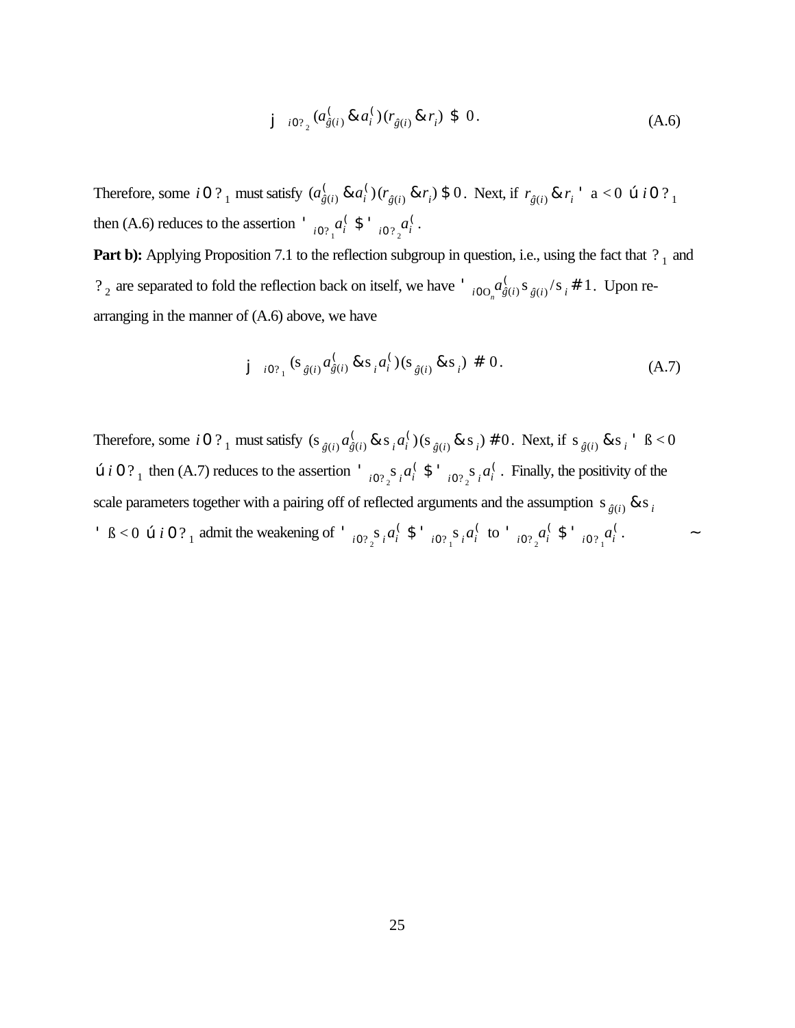$$\sum_{i \in \Omega_2} (a^*_{\hat{g}(i)} - a^*_i)(r_{\hat{g}(i)} - r_i) \geq 0. \tag{A.6}$$

Therefore, some $i \in \Omega_1$ must satisfy $(a^*_{\hat{g}(i)} - a^*_i)(r_{\hat{g}(i)} - r_i) \geq 0$. Next, if $r_{\hat{g}(i)} - r_i = \alpha < 0 \;\; \forall\, i \in \Omega_1$ then (A.6) reduces to the assertion $\sum_{i \in \Omega_1} a^*_i \geq \sum_{i \in \Omega_2} a^*_i$.

**Part b):** Applying Proposition 7.1 to the reflection subgroup in question, i.e., using the fact that $\Omega_1$ and $\Omega_2$ are separated to fold the reflection back on itself, we have $\sum_{i \in O_n} a^*_{\hat{g}(i)} \sigma_{\hat{g}(i)} / \sigma_i \leq 1$. Upon re-arranging in the manner of (A.6) above, we have

$$\sum_{i \in \Omega_1} (\sigma_{\hat{g}(i)} a^*_{\hat{g}(i)} - \sigma_i a^*_i)(\sigma_{\hat{g}(i)} - \sigma_i) \leq 0. \tag{A.7}$$

Therefore, some $i \in \Omega_1$ must satisfy $(\sigma_{\hat{g}(i)} a^*_{\hat{g}(i)} - \sigma_i a^*_i)(\sigma_{\hat{g}(i)} - \sigma_i) \leq 0$. Next, if $\sigma_{\hat{g}(i)} - \sigma_i = \beta < 0$ $\forall\, i \in \Omega_1$ then (A.7) reduces to the assertion $\sum_{i \in \Omega_2} \sigma_i a^*_i \geq \sum_{i \in \Omega_2} \sigma_i a^*_i$. Finally, the positivity of the scale parameters together with a pairing off of reflected arguments and the assumption $\sigma_{\hat{g}(i)} - \sigma_i = \beta < 0 \;\; \forall\, i \in \Omega_1$ admit the weakening of $\sum_{i \in \Omega_2} \sigma_i a^*_i \geq \sum_{i \in \Omega_1} \sigma_i a^*_i$ to $\sum_{i \in \Omega_2} a^*_i \geq \sum_{i \in \Omega_1} a^*_i$. ∎